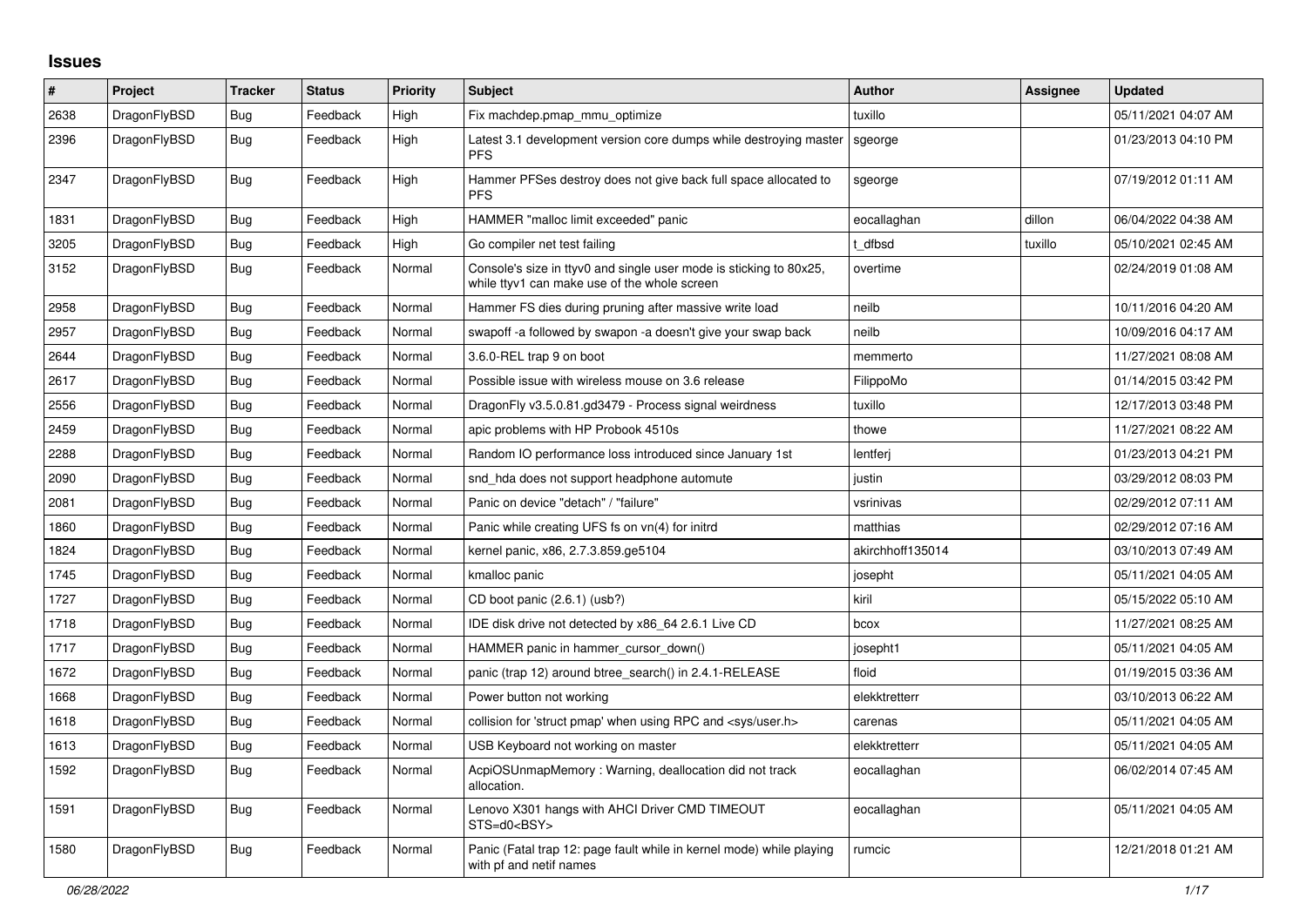# Issues

| # | Project | Tracker | Status | Priority | Subject | Author | Assignee | Updated |
|---|---|---|---|---|---|---|---|---|
| 2638 | DragonFlyBSD | Bug | Feedback | High | Fix machdep.pmap_mmu_optimize | tuxillo | | 05/11/2021 04:07 AM |
| 2396 | DragonFlyBSD | Bug | Feedback | High | Latest 3.1 development version core dumps while destroying master PFS | sgeorge | | 01/23/2013 04:10 PM |
| 2347 | DragonFlyBSD | Bug | Feedback | High | Hammer PFSes destroy does not give back full space allocated to PFS | sgeorge | | 07/19/2012 01:11 AM |
| 1831 | DragonFlyBSD | Bug | Feedback | High | HAMMER "malloc limit exceeded" panic | eocallaghan | dillon | 06/04/2022 04:38 AM |
| 3205 | DragonFlyBSD | Bug | Feedback | High | Go compiler net test failing | t_dfbsd | tuxillo | 05/10/2021 02:45 AM |
| 3152 | DragonFlyBSD | Bug | Feedback | Normal | Console's size in ttyv0 and single user mode is sticking to 80x25, while ttyv1 can make use of the whole screen | overtime | | 02/24/2019 01:08 AM |
| 2958 | DragonFlyBSD | Bug | Feedback | Normal | Hammer FS dies during pruning after massive write load | neilb | | 10/11/2016 04:20 AM |
| 2957 | DragonFlyBSD | Bug | Feedback | Normal | swapoff -a followed by swapon -a doesn't give your swap back | neilb | | 10/09/2016 04:17 AM |
| 2644 | DragonFlyBSD | Bug | Feedback | Normal | 3.6.0-REL trap 9 on boot | memmerto | | 11/27/2021 08:08 AM |
| 2617 | DragonFlyBSD | Bug | Feedback | Normal | Possible issue with wireless mouse on 3.6 release | FilippoMo | | 01/14/2015 03:42 PM |
| 2556 | DragonFlyBSD | Bug | Feedback | Normal | DragonFly v3.5.0.81.gd3479 - Process signal weirdness | tuxillo | | 12/17/2013 03:48 PM |
| 2459 | DragonFlyBSD | Bug | Feedback | Normal | apic problems with HP Probook 4510s | thowe | | 11/27/2021 08:22 AM |
| 2288 | DragonFlyBSD | Bug | Feedback | Normal | Random IO performance loss introduced since January 1st | lentferj | | 01/23/2013 04:21 PM |
| 2090 | DragonFlyBSD | Bug | Feedback | Normal | snd_hda does not support headphone automute | justin | | 03/29/2012 08:03 PM |
| 2081 | DragonFlyBSD | Bug | Feedback | Normal | Panic on device "detach" / "failure" | vsrinivas | | 02/29/2012 07:11 AM |
| 1860 | DragonFlyBSD | Bug | Feedback | Normal | Panic while creating UFS fs on vn(4) for initrd | matthias | | 02/29/2012 07:16 AM |
| 1824 | DragonFlyBSD | Bug | Feedback | Normal | kernel panic, x86, 2.7.3.859.ge5104 | akirchhoff135014 | | 03/10/2013 07:49 AM |
| 1745 | DragonFlyBSD | Bug | Feedback | Normal | kmalloc panic | josepht | | 05/11/2021 04:05 AM |
| 1727 | DragonFlyBSD | Bug | Feedback | Normal | CD boot panic (2.6.1) (usb?) | kiril | | 05/15/2022 05:10 AM |
| 1718 | DragonFlyBSD | Bug | Feedback | Normal | IDE disk drive not detected by x86_64 2.6.1 Live CD | bcox | | 11/27/2021 08:25 AM |
| 1717 | DragonFlyBSD | Bug | Feedback | Normal | HAMMER panic in hammer_cursor_down() | josepht1 | | 05/11/2021 04:05 AM |
| 1672 | DragonFlyBSD | Bug | Feedback | Normal | panic (trap 12) around btree_search() in 2.4.1-RELEASE | floid | | 01/19/2015 03:36 AM |
| 1668 | DragonFlyBSD | Bug | Feedback | Normal | Power button not working | elekktretterr | | 03/10/2013 06:22 AM |
| 1618 | DragonFlyBSD | Bug | Feedback | Normal | collision for 'struct pmap' when using RPC and <sys/user.h> | carenas | | 05/11/2021 04:05 AM |
| 1613 | DragonFlyBSD | Bug | Feedback | Normal | USB Keyboard not working on master | elekktretterr | | 05/11/2021 04:05 AM |
| 1592 | DragonFlyBSD | Bug | Feedback | Normal | AcpiOSUnmapMemory : Warning, deallocation did not track allocation. | eocallaghan | | 06/02/2014 07:45 AM |
| 1591 | DragonFlyBSD | Bug | Feedback | Normal | Lenovo X301 hangs with AHCI Driver CMD TIMEOUT STS=d0<BSY> | eocallaghan | | 05/11/2021 04:05 AM |
| 1580 | DragonFlyBSD | Bug | Feedback | Normal | Panic (Fatal trap 12: page fault while in kernel mode) while playing with pf and netif names | rumcic | | 12/21/2018 01:21 AM |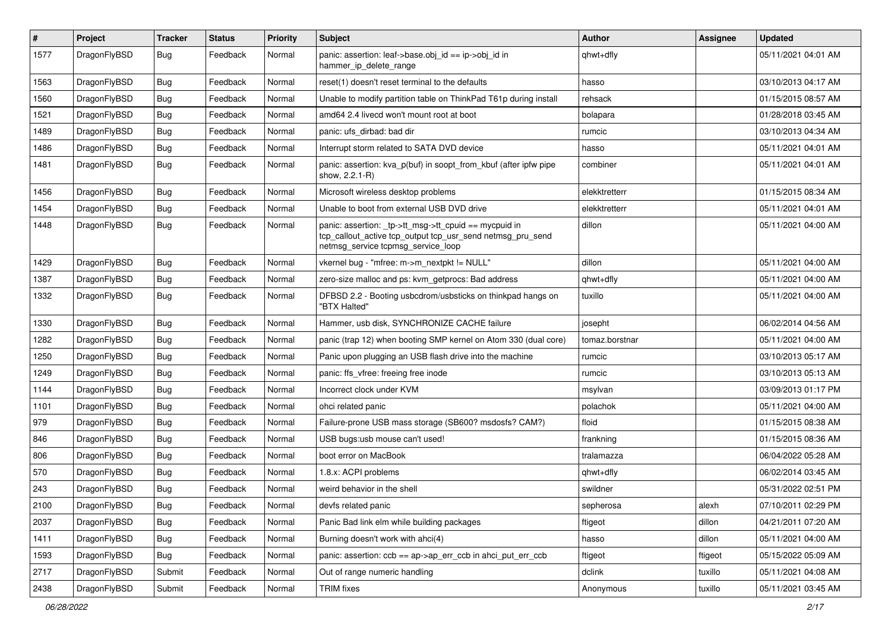| # | Project | Tracker | Status | Priority | Subject | Author | Assignee | Updated |
|---|---|---|---|---|---|---|---|---|
| 1577 | DragonFlyBSD | Bug | Feedback | Normal | panic: assertion: leaf->base.obj_id == ip->obj_id in hammer_ip_delete_range | qhwt+dfly | | 05/11/2021 04:01 AM |
| 1563 | DragonFlyBSD | Bug | Feedback | Normal | reset(1) doesn't reset terminal to the defaults | hasso | | 03/10/2013 04:17 AM |
| 1560 | DragonFlyBSD | Bug | Feedback | Normal | Unable to modify partition table on ThinkPad T61p during install | rehsack | | 01/15/2015 08:57 AM |
| 1521 | DragonFlyBSD | Bug | Feedback | Normal | amd64 2.4 livecd won't mount root at boot | bolapara | | 01/28/2018 03:45 AM |
| 1489 | DragonFlyBSD | Bug | Feedback | Normal | panic: ufs_dirbad: bad dir | rumcic | | 03/10/2013 04:34 AM |
| 1486 | DragonFlyBSD | Bug | Feedback | Normal | Interrupt storm related to SATA DVD device | hasso | | 05/11/2021 04:01 AM |
| 1481 | DragonFlyBSD | Bug | Feedback | Normal | panic: assertion: kva_p(buf) in soopt_from_kbuf (after ipfw pipe show, 2.2.1-R) | combiner | | 05/11/2021 04:01 AM |
| 1456 | DragonFlyBSD | Bug | Feedback | Normal | Microsoft wireless desktop problems | elekktretterr | | 01/15/2015 08:34 AM |
| 1454 | DragonFlyBSD | Bug | Feedback | Normal | Unable to boot from external USB DVD drive | elekktretterr | | 05/11/2021 04:01 AM |
| 1448 | DragonFlyBSD | Bug | Feedback | Normal | panic: assertion: _tp->tt_msg->tt_cpuid == mycpuid in tcp_callout_active tcp_output tcp_usr_send netmsg_pru_send netmsg_service tcpmsg_service_loop | dillon | | 05/11/2021 04:00 AM |
| 1429 | DragonFlyBSD | Bug | Feedback | Normal | vkernel bug - "mfree: m->m_nextpkt != NULL" | dillon | | 05/11/2021 04:00 AM |
| 1387 | DragonFlyBSD | Bug | Feedback | Normal | zero-size malloc and ps: kvm_getprocs: Bad address | qhwt+dfly | | 05/11/2021 04:00 AM |
| 1332 | DragonFlyBSD | Bug | Feedback | Normal | DFBSD 2.2 - Booting usbcdrom/usbsticks on thinkpad hangs on "BTX Halted" | tuxillo | | 05/11/2021 04:00 AM |
| 1330 | DragonFlyBSD | Bug | Feedback | Normal | Hammer, usb disk, SYNCHRONIZE CACHE failure | josepht | | 06/02/2014 04:56 AM |
| 1282 | DragonFlyBSD | Bug | Feedback | Normal | panic (trap 12) when booting SMP kernel on Atom 330 (dual core) | tomaz.borstnar | | 05/11/2021 04:00 AM |
| 1250 | DragonFlyBSD | Bug | Feedback | Normal | Panic upon plugging an USB flash drive into the machine | rumcic | | 03/10/2013 05:17 AM |
| 1249 | DragonFlyBSD | Bug | Feedback | Normal | panic: ffs_vfree: freeing free inode | rumcic | | 03/10/2013 05:13 AM |
| 1144 | DragonFlyBSD | Bug | Feedback | Normal | Incorrect clock under KVM | msylvan | | 03/09/2013 01:17 PM |
| 1101 | DragonFlyBSD | Bug | Feedback | Normal | ohci related panic | polachok | | 05/11/2021 04:00 AM |
| 979 | DragonFlyBSD | Bug | Feedback | Normal | Failure-prone USB mass storage (SB600? msdosfs? CAM?) | floid | | 01/15/2015 08:38 AM |
| 846 | DragonFlyBSD | Bug | Feedback | Normal | USB bugs:usb mouse can't used! | frankning | | 01/15/2015 08:36 AM |
| 806 | DragonFlyBSD | Bug | Feedback | Normal | boot error on MacBook | tralamazza | | 06/04/2022 05:28 AM |
| 570 | DragonFlyBSD | Bug | Feedback | Normal | 1.8.x: ACPI problems | qhwt+dfly | | 06/02/2014 03:45 AM |
| 243 | DragonFlyBSD | Bug | Feedback | Normal | weird behavior in the shell | swildner | | 05/31/2022 02:51 PM |
| 2100 | DragonFlyBSD | Bug | Feedback | Normal | devfs related panic | sepherosa | alexh | 07/10/2011 02:29 PM |
| 2037 | DragonFlyBSD | Bug | Feedback | Normal | Panic Bad link elm while building packages | ftigeot | dillon | 04/21/2011 07:20 AM |
| 1411 | DragonFlyBSD | Bug | Feedback | Normal | Burning doesn't work with ahci(4) | hasso | dillon | 05/11/2021 04:00 AM |
| 1593 | DragonFlyBSD | Bug | Feedback | Normal | panic: assertion: ccb == ap->ap_err_ccb in ahci_put_err_ccb | ftigeot | ftigeot | 05/15/2022 05:09 AM |
| 2717 | DragonFlyBSD | Submit | Feedback | Normal | Out of range numeric handling | dclink | tuxillo | 05/11/2021 04:08 AM |
| 2438 | DragonFlyBSD | Submit | Feedback | Normal | TRIM fixes | Anonymous | tuxillo | 05/11/2021 03:45 AM |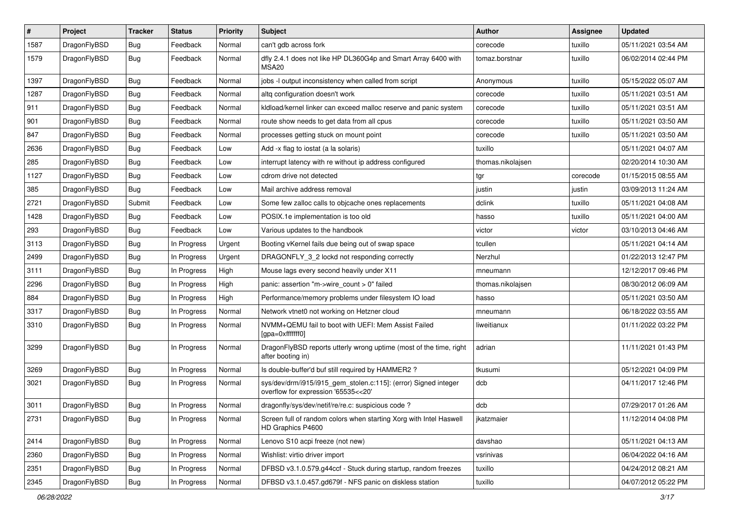| # | Project | Tracker | Status | Priority | Subject | Author | Assignee | Updated |
|---|---|---|---|---|---|---|---|---|
| 1587 | DragonFlyBSD | Bug | Feedback | Normal | can't gdb across fork | corecode | tuxillo | 05/11/2021 03:54 AM |
| 1579 | DragonFlyBSD | Bug | Feedback | Normal | dfly 2.4.1 does not like HP DL360G4p and Smart Array 6400 with MSA20 | tomaz.borstnar | tuxillo | 06/02/2014 02:44 PM |
| 1397 | DragonFlyBSD | Bug | Feedback | Normal | jobs -l output inconsistency when called from script | Anonymous | tuxillo | 05/15/2022 05:07 AM |
| 1287 | DragonFlyBSD | Bug | Feedback | Normal | altq configuration doesn't work | corecode | tuxillo | 05/11/2021 03:51 AM |
| 911 | DragonFlyBSD | Bug | Feedback | Normal | kldload/kernel linker can exceed malloc reserve and panic system | corecode | tuxillo | 05/11/2021 03:51 AM |
| 901 | DragonFlyBSD | Bug | Feedback | Normal | route show needs to get data from all cpus | corecode | tuxillo | 05/11/2021 03:50 AM |
| 847 | DragonFlyBSD | Bug | Feedback | Normal | processes getting stuck on mount point | corecode | tuxillo | 05/11/2021 03:50 AM |
| 2636 | DragonFlyBSD | Bug | Feedback | Low | Add -x flag to iostat (a la solaris) | tuxillo | | 05/11/2021 04:07 AM |
| 285 | DragonFlyBSD | Bug | Feedback | Low | interrupt latency with re without ip address configured | thomas.nikolajsen | | 02/20/2014 10:30 AM |
| 1127 | DragonFlyBSD | Bug | Feedback | Low | cdrom drive not detected | tgr | corecode | 01/15/2015 08:55 AM |
| 385 | DragonFlyBSD | Bug | Feedback | Low | Mail archive address removal | justin | justin | 03/09/2013 11:24 AM |
| 2721 | DragonFlyBSD | Submit | Feedback | Low | Some few zalloc calls to objcache ones replacements | dclink | tuxillo | 05/11/2021 04:08 AM |
| 1428 | DragonFlyBSD | Bug | Feedback | Low | POSIX.1e implementation is too old | hasso | tuxillo | 05/11/2021 04:00 AM |
| 293 | DragonFlyBSD | Bug | Feedback | Low | Various updates to the handbook | victor | victor | 03/10/2013 04:46 AM |
| 3113 | DragonFlyBSD | Bug | In Progress | Urgent | Booting vKernel fails due being out of swap space | tcullen | | 05/11/2021 04:14 AM |
| 2499 | DragonFlyBSD | Bug | In Progress | Urgent | DRAGONFLY_3_2 lockd not responding correctly | Nerzhul | | 01/22/2013 12:47 PM |
| 3111 | DragonFlyBSD | Bug | In Progress | High | Mouse lags every second heavily under X11 | mneumann | | 12/12/2017 09:46 PM |
| 2296 | DragonFlyBSD | Bug | In Progress | High | panic: assertion "m->wire_count > 0" failed | thomas.nikolajsen | | 08/30/2012 06:09 AM |
| 884 | DragonFlyBSD | Bug | In Progress | High | Performance/memory problems under filesystem IO load | hasso | | 05/11/2021 03:50 AM |
| 3317 | DragonFlyBSD | Bug | In Progress | Normal | Network vtnet0 not working on Hetzner cloud | mneumann | | 06/18/2022 03:55 AM |
| 3310 | DragonFlyBSD | Bug | In Progress | Normal | NVMM+QEMU fail to boot with UEFI: Mem Assist Failed [gpa=0xfffffff0] | liweitianux | | 01/11/2022 03:22 PM |
| 3299 | DragonFlyBSD | Bug | In Progress | Normal | DragonFlyBSD reports utterly wrong uptime (most of the time, right after booting in) | adrian | | 11/11/2021 01:43 PM |
| 3269 | DragonFlyBSD | Bug | In Progress | Normal | Is double-buffer'd buf still required by HAMMER2 ? | tkusumi | | 05/12/2021 04:09 PM |
| 3021 | DragonFlyBSD | Bug | In Progress | Normal | sys/dev/drm/i915/i915_gem_stolen.c:115]: (error) Signed integer overflow for expression '65535<<20' | dcb | | 04/11/2017 12:46 PM |
| 3011 | DragonFlyBSD | Bug | In Progress | Normal | dragonfly/sys/dev/netif/re/re.c: suspicious code ? | dcb | | 07/29/2017 01:26 AM |
| 2731 | DragonFlyBSD | Bug | In Progress | Normal | Screen full of random colors when starting Xorg with Intel Haswell HD Graphics P4600 | jkatzmaier | | 11/12/2014 04:08 PM |
| 2414 | DragonFlyBSD | Bug | In Progress | Normal | Lenovo S10 acpi freeze (not new) | davshao | | 05/11/2021 04:13 AM |
| 2360 | DragonFlyBSD | Bug | In Progress | Normal | Wishlist: virtio driver import | vsrinivas | | 06/04/2022 04:16 AM |
| 2351 | DragonFlyBSD | Bug | In Progress | Normal | DFBSD v3.1.0.579.g44ccf - Stuck during startup, random freezes | tuxillo | | 04/24/2012 08:21 AM |
| 2345 | DragonFlyBSD | Bug | In Progress | Normal | DFBSD v3.1.0.457.gd679f - NFS panic on diskless station | tuxillo | | 04/07/2012 05:22 PM |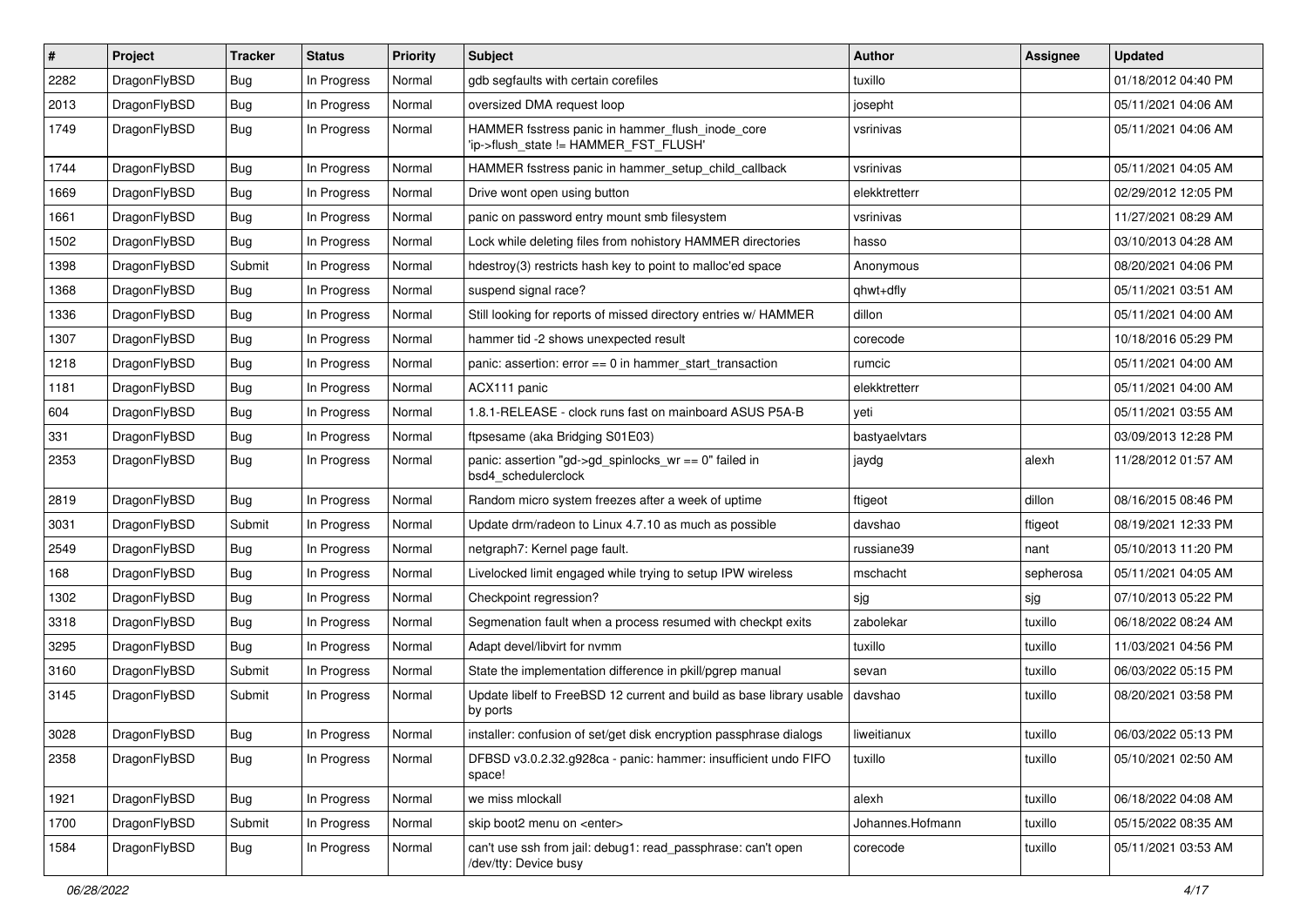| # | Project | Tracker | Status | Priority | Subject | Author | Assignee | Updated |
|---|---|---|---|---|---|---|---|---|
| 2282 | DragonFlyBSD | Bug | In Progress | Normal | gdb segfaults with certain corefiles | tuxillo | | 01/18/2012 04:40 PM |
| 2013 | DragonFlyBSD | Bug | In Progress | Normal | oversized DMA request loop | josepht | | 05/11/2021 04:06 AM |
| 1749 | DragonFlyBSD | Bug | In Progress | Normal | HAMMER fsstress panic in hammer_flush_inode_core 'ip->flush_state != HAMMER_FST_FLUSH' | vsrinivas | | 05/11/2021 04:06 AM |
| 1744 | DragonFlyBSD | Bug | In Progress | Normal | HAMMER fsstress panic in hammer_setup_child_callback | vsrinivas | | 05/11/2021 04:05 AM |
| 1669 | DragonFlyBSD | Bug | In Progress | Normal | Drive wont open using button | elekktretterr | | 02/29/2012 12:05 PM |
| 1661 | DragonFlyBSD | Bug | In Progress | Normal | panic on password entry mount smb filesystem | vsrinivas | | 11/27/2021 08:29 AM |
| 1502 | DragonFlyBSD | Bug | In Progress | Normal | Lock while deleting files from nohistory HAMMER directories | hasso | | 03/10/2013 04:28 AM |
| 1398 | DragonFlyBSD | Submit | In Progress | Normal | hdestroy(3) restricts hash key to point to malloc'ed space | Anonymous | | 08/20/2021 04:06 PM |
| 1368 | DragonFlyBSD | Bug | In Progress | Normal | suspend signal race? | qhwt+dfly | | 05/11/2021 03:51 AM |
| 1336 | DragonFlyBSD | Bug | In Progress | Normal | Still looking for reports of missed directory entries w/ HAMMER | dillon | | 05/11/2021 04:00 AM |
| 1307 | DragonFlyBSD | Bug | In Progress | Normal | hammer tid -2 shows unexpected result | corecode | | 10/18/2016 05:29 PM |
| 1218 | DragonFlyBSD | Bug | In Progress | Normal | panic: assertion: error == 0 in hammer_start_transaction | rumcic | | 05/11/2021 04:00 AM |
| 1181 | DragonFlyBSD | Bug | In Progress | Normal | ACX111 panic | elekktretterr | | 05/11/2021 04:00 AM |
| 604 | DragonFlyBSD | Bug | In Progress | Normal | 1.8.1-RELEASE - clock runs fast on mainboard ASUS P5A-B | yeti | | 05/11/2021 03:55 AM |
| 331 | DragonFlyBSD | Bug | In Progress | Normal | ftpsesame (aka Bridging S01E03) | bastyaelvtars | | 03/09/2013 12:28 PM |
| 2353 | DragonFlyBSD | Bug | In Progress | Normal | panic: assertion "gd->gd_spinlocks_wr == 0" failed in bsd4_schedulerclock | jaydg | alexh | 11/28/2012 01:57 AM |
| 2819 | DragonFlyBSD | Bug | In Progress | Normal | Random micro system freezes after a week of uptime | ftigeot | dillon | 08/16/2015 08:46 PM |
| 3031 | DragonFlyBSD | Submit | In Progress | Normal | Update drm/radeon to Linux 4.7.10 as much as possible | davshao | ftigeot | 08/19/2021 12:33 PM |
| 2549 | DragonFlyBSD | Bug | In Progress | Normal | netgraph7: Kernel page fault. | russiane39 | nant | 05/10/2013 11:20 PM |
| 168 | DragonFlyBSD | Bug | In Progress | Normal | Livelocked limit engaged while trying to setup IPW wireless | mschacht | sepherosa | 05/11/2021 04:05 AM |
| 1302 | DragonFlyBSD | Bug | In Progress | Normal | Checkpoint regression? | sjg | sjg | 07/10/2013 05:22 PM |
| 3318 | DragonFlyBSD | Bug | In Progress | Normal | Segmenation fault when a process resumed with checkpt exits | zabolekar | tuxillo | 06/18/2022 08:24 AM |
| 3295 | DragonFlyBSD | Bug | In Progress | Normal | Adapt devel/libvirt for nvmm | tuxillo | tuxillo | 11/03/2021 04:56 PM |
| 3160 | DragonFlyBSD | Submit | In Progress | Normal | State the implementation difference in pkill/pgrep manual | sevan | tuxillo | 06/03/2022 05:15 PM |
| 3145 | DragonFlyBSD | Submit | In Progress | Normal | Update libelf to FreeBSD 12 current and build as base library usable by ports | davshao | tuxillo | 08/20/2021 03:58 PM |
| 3028 | DragonFlyBSD | Bug | In Progress | Normal | installer: confusion of set/get disk encryption passphrase dialogs | liweitianux | tuxillo | 06/03/2022 05:13 PM |
| 2358 | DragonFlyBSD | Bug | In Progress | Normal | DFBSD v3.0.2.32.g928ca - panic: hammer: insufficient undo FIFO space! | tuxillo | tuxillo | 05/10/2021 02:50 AM |
| 1921 | DragonFlyBSD | Bug | In Progress | Normal | we miss mlockall | alexh | tuxillo | 06/18/2022 04:08 AM |
| 1700 | DragonFlyBSD | Submit | In Progress | Normal | skip boot2 menu on <enter> | Johannes.Hofmann | tuxillo | 05/15/2022 08:35 AM |
| 1584 | DragonFlyBSD | Bug | In Progress | Normal | can't use ssh from jail: debug1: read_passphrase: can't open /dev/tty: Device busy | corecode | tuxillo | 05/11/2021 03:53 AM |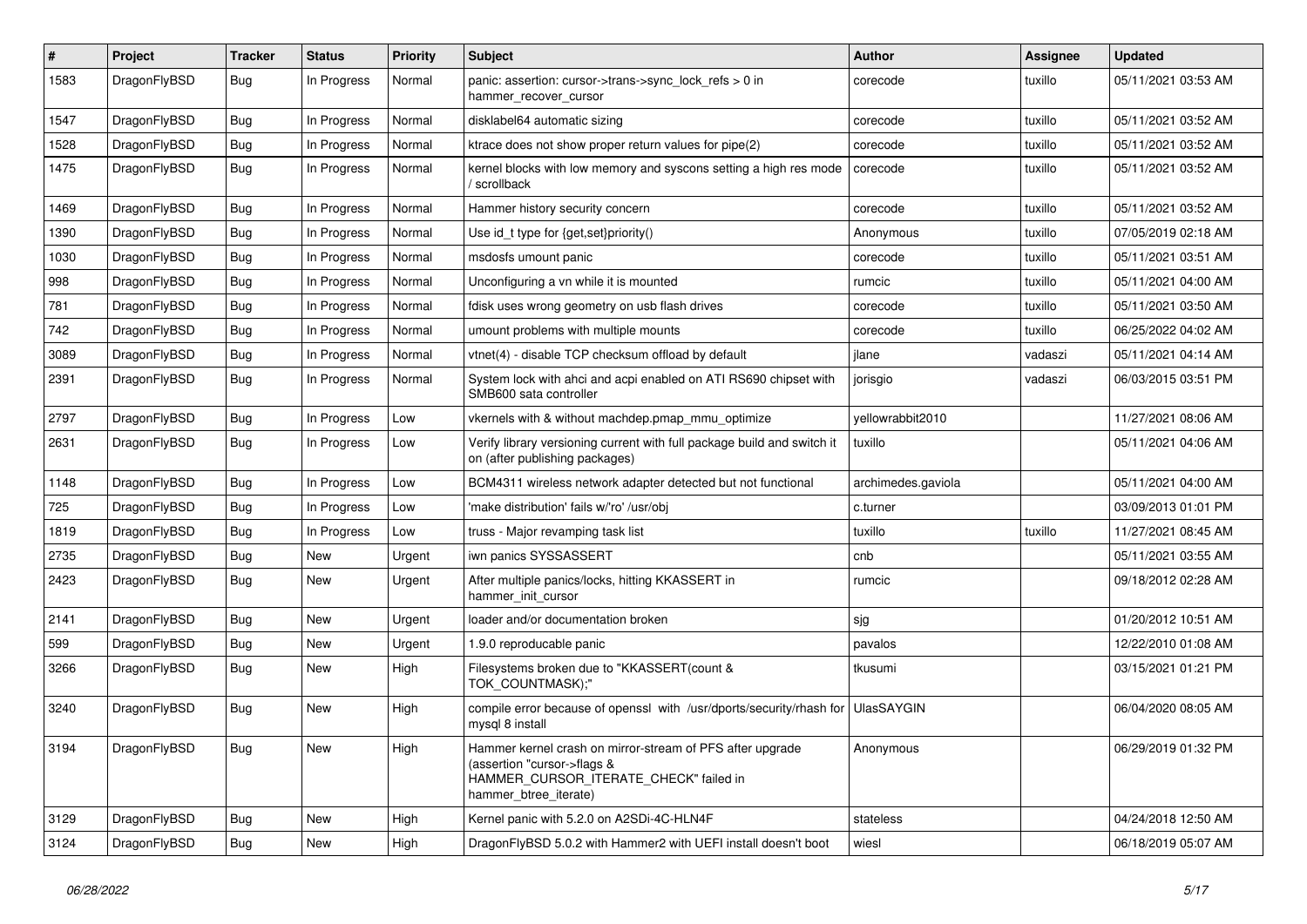| # | Project | Tracker | Status | Priority | Subject | Author | Assignee | Updated |
|---|---|---|---|---|---|---|---|---|
| 1583 | DragonFlyBSD | Bug | In Progress | Normal | panic: assertion: cursor->trans->sync_lock_refs > 0 in hammer_recover_cursor | corecode | tuxillo | 05/11/2021 03:53 AM |
| 1547 | DragonFlyBSD | Bug | In Progress | Normal | disklabel64 automatic sizing | corecode | tuxillo | 05/11/2021 03:52 AM |
| 1528 | DragonFlyBSD | Bug | In Progress | Normal | ktrace does not show proper return values for pipe(2) | corecode | tuxillo | 05/11/2021 03:52 AM |
| 1475 | DragonFlyBSD | Bug | In Progress | Normal | kernel blocks with low memory and syscons setting a high res mode / scrollback | corecode | tuxillo | 05/11/2021 03:52 AM |
| 1469 | DragonFlyBSD | Bug | In Progress | Normal | Hammer history security concern | corecode | tuxillo | 05/11/2021 03:52 AM |
| 1390 | DragonFlyBSD | Bug | In Progress | Normal | Use id_t type for {get,set}priority() | Anonymous | tuxillo | 07/05/2019 02:18 AM |
| 1030 | DragonFlyBSD | Bug | In Progress | Normal | msdosfs umount panic | corecode | tuxillo | 05/11/2021 03:51 AM |
| 998 | DragonFlyBSD | Bug | In Progress | Normal | Unconfiguring a vn while it is mounted | rumcic | tuxillo | 05/11/2021 04:00 AM |
| 781 | DragonFlyBSD | Bug | In Progress | Normal | fdisk uses wrong geometry on usb flash drives | corecode | tuxillo | 05/11/2021 03:50 AM |
| 742 | DragonFlyBSD | Bug | In Progress | Normal | umount problems with multiple mounts | corecode | tuxillo | 06/25/2022 04:02 AM |
| 3089 | DragonFlyBSD | Bug | In Progress | Normal | vtnet(4) - disable TCP checksum offload by default | jlane | vadaszi | 05/11/2021 04:14 AM |
| 2391 | DragonFlyBSD | Bug | In Progress | Normal | System lock with ahci and acpi enabled on ATI RS690 chipset with SMB600 sata controller | jorisgio | vadaszi | 06/03/2015 03:51 PM |
| 2797 | DragonFlyBSD | Bug | In Progress | Low | vkernels with & without machdep.pmap_mmu_optimize | yellowrabbit2010 | | 11/27/2021 08:06 AM |
| 2631 | DragonFlyBSD | Bug | In Progress | Low | Verify library versioning current with full package build and switch it on (after publishing packages) | tuxillo | | 05/11/2021 04:06 AM |
| 1148 | DragonFlyBSD | Bug | In Progress | Low | BCM4311 wireless network adapter detected but not functional | archimedes.gaviola | | 05/11/2021 04:00 AM |
| 725 | DragonFlyBSD | Bug | In Progress | Low | 'make distribution' fails w/'ro' /usr/obj | c.turner | | 03/09/2013 01:01 PM |
| 1819 | DragonFlyBSD | Bug | In Progress | Low | truss - Major revamping task list | tuxillo | tuxillo | 11/27/2021 08:45 AM |
| 2735 | DragonFlyBSD | Bug | New | Urgent | iwn panics SYSSASSERT | cnb | | 05/11/2021 03:55 AM |
| 2423 | DragonFlyBSD | Bug | New | Urgent | After multiple panics/locks, hitting KKASSERT in hammer_init_cursor | rumcic | | 09/18/2012 02:28 AM |
| 2141 | DragonFlyBSD | Bug | New | Urgent | loader and/or documentation broken | sjg | | 01/20/2012 10:51 AM |
| 599 | DragonFlyBSD | Bug | New | Urgent | 1.9.0 reproducable panic | pavalos | | 12/22/2010 01:08 AM |
| 3266 | DragonFlyBSD | Bug | New | High | Filesystems broken due to "KKASSERT(count & TOK_COUNTMASK);" | tkusumi | | 03/15/2021 01:21 PM |
| 3240 | DragonFlyBSD | Bug | New | High | compile error because of openssl with /usr/dports/security/rhash for mysql 8 install | UlasSAYGIN | | 06/04/2020 08:05 AM |
| 3194 | DragonFlyBSD | Bug | New | High | Hammer kernel crash on mirror-stream of PFS after upgrade (assertion "cursor->flags & HAMMER_CURSOR_ITERATE_CHECK" failed in hammer_btree_iterate) | Anonymous | | 06/29/2019 01:32 PM |
| 3129 | DragonFlyBSD | Bug | New | High | Kernel panic with 5.2.0 on A2SDi-4C-HLN4F | stateless | | 04/24/2018 12:50 AM |
| 3124 | DragonFlyBSD | Bug | New | High | DragonFlyBSD 5.0.2 with Hammer2 with UEFI install doesn't boot | wiesl | | 06/18/2019 05:07 AM |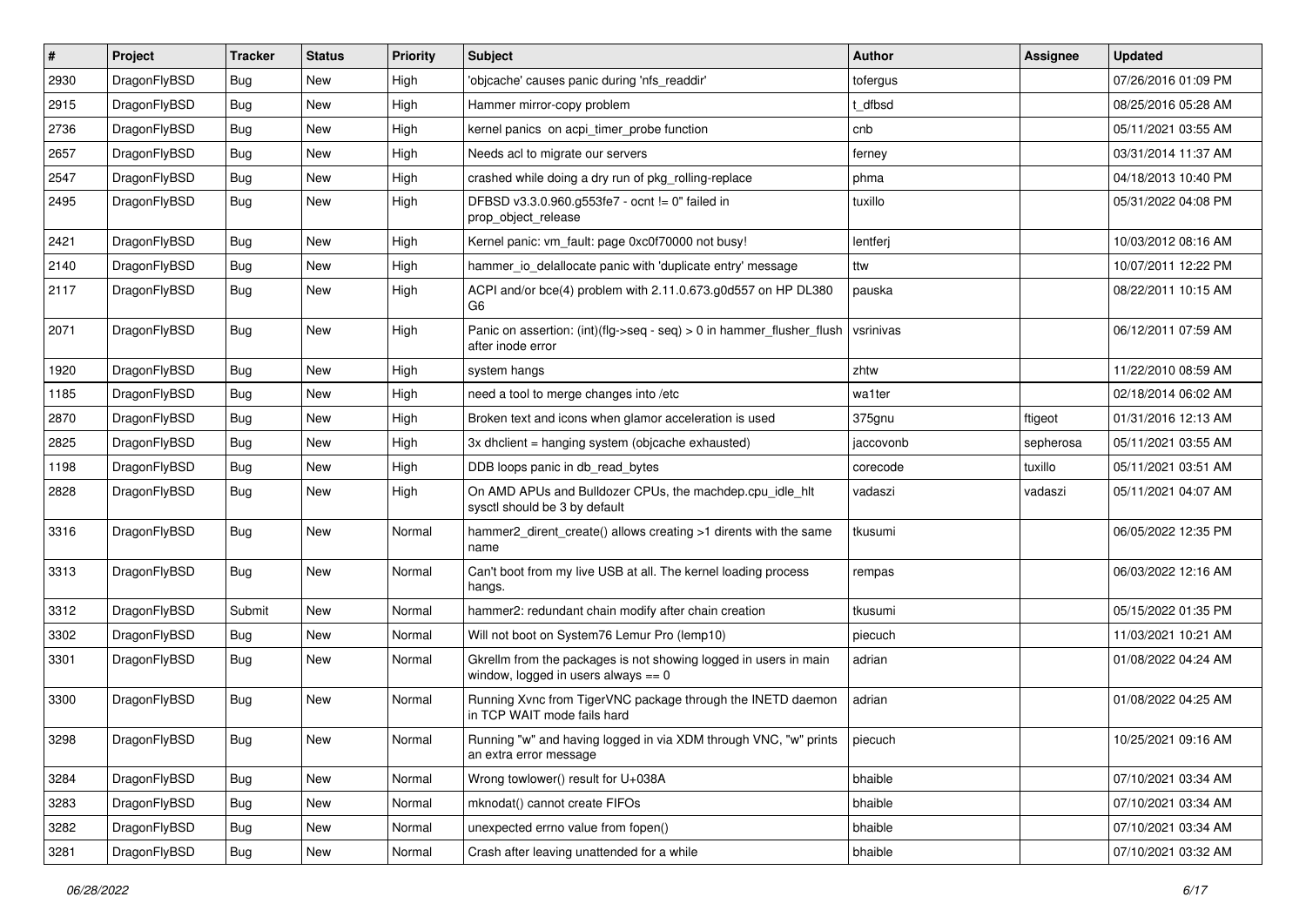| # | Project | Tracker | Status | Priority | Subject | Author | Assignee | Updated |
| --- | --- | --- | --- | --- | --- | --- | --- | --- |
| 2930 | DragonFlyBSD | Bug | New | High | 'objcache' causes panic during 'nfs_readdir' | tofergus | | 07/26/2016 01:09 PM |
| 2915 | DragonFlyBSD | Bug | New | High | Hammer mirror-copy problem | t_dfbsd | | 08/25/2016 05:28 AM |
| 2736 | DragonFlyBSD | Bug | New | High | kernel panics on acpi_timer_probe function | cnb | | 05/11/2021 03:55 AM |
| 2657 | DragonFlyBSD | Bug | New | High | Needs acl to migrate our servers | ferney | | 03/31/2014 11:37 AM |
| 2547 | DragonFlyBSD | Bug | New | High | crashed while doing a dry run of pkg_rolling-replace | phma | | 04/18/2013 10:40 PM |
| 2495 | DragonFlyBSD | Bug | New | High | DFBSD v3.3.0.960.g553fe7 - ocnt != 0" failed in prop_object_release | tuxillo | | 05/31/2022 04:08 PM |
| 2421 | DragonFlyBSD | Bug | New | High | Kernel panic: vm_fault: page 0xc0f70000 not busy! | lentferj | | 10/03/2012 08:16 AM |
| 2140 | DragonFlyBSD | Bug | New | High | hammer_io_delallocate panic with 'duplicate entry' message | ttw | | 10/07/2011 12:22 PM |
| 2117 | DragonFlyBSD | Bug | New | High | ACPI and/or bce(4) problem with 2.11.0.673.g0d557 on HP DL380 G6 | pauska | | 08/22/2011 10:15 AM |
| 2071 | DragonFlyBSD | Bug | New | High | Panic on assertion: (int)(flg->seq - seq) > 0 in hammer_flusher_flush after inode error | vsrinivas | | 06/12/2011 07:59 AM |
| 1920 | DragonFlyBSD | Bug | New | High | system hangs | zhtw | | 11/22/2010 08:59 AM |
| 1185 | DragonFlyBSD | Bug | New | High | need a tool to merge changes into /etc | wa1ter | | 02/18/2014 06:02 AM |
| 2870 | DragonFlyBSD | Bug | New | High | Broken text and icons when glamor acceleration is used | 375gnu | ftigeot | 01/31/2016 12:13 AM |
| 2825 | DragonFlyBSD | Bug | New | High | 3x dhclient = hanging system (objcache exhausted) | jaccovonb | sepherosa | 05/11/2021 03:55 AM |
| 1198 | DragonFlyBSD | Bug | New | High | DDB loops panic in db_read_bytes | corecode | tuxillo | 05/11/2021 03:51 AM |
| 2828 | DragonFlyBSD | Bug | New | High | On AMD APUs and Bulldozer CPUs, the machdep.cpu_idle_hlt sysctl should be 3 by default | vadaszi | vadaszi | 05/11/2021 04:07 AM |
| 3316 | DragonFlyBSD | Bug | New | Normal | hammer2_dirent_create() allows creating >1 dirents with the same name | tkusumi | | 06/05/2022 12:35 PM |
| 3313 | DragonFlyBSD | Bug | New | Normal | Can't boot from my live USB at all. The kernel loading process hangs. | rempas | | 06/03/2022 12:16 AM |
| 3312 | DragonFlyBSD | Submit | New | Normal | hammer2: redundant chain modify after chain creation | tkusumi | | 05/15/2022 01:35 PM |
| 3302 | DragonFlyBSD | Bug | New | Normal | Will not boot on System76 Lemur Pro (lemp10) | piecuch | | 11/03/2021 10:21 AM |
| 3301 | DragonFlyBSD | Bug | New | Normal | Gkrellm from the packages is not showing logged in users in main window, logged in users always == 0 | adrian | | 01/08/2022 04:24 AM |
| 3300 | DragonFlyBSD | Bug | New | Normal | Running Xvnc from TigerVNC package through the INETD daemon in TCP WAIT mode fails hard | adrian | | 01/08/2022 04:25 AM |
| 3298 | DragonFlyBSD | Bug | New | Normal | Running "w" and having logged in via XDM through VNC, "w" prints an extra error message | piecuch | | 10/25/2021 09:16 AM |
| 3284 | DragonFlyBSD | Bug | New | Normal | Wrong towlower() result for U+038A | bhaible | | 07/10/2021 03:34 AM |
| 3283 | DragonFlyBSD | Bug | New | Normal | mknodat() cannot create FIFOs | bhaible | | 07/10/2021 03:34 AM |
| 3282 | DragonFlyBSD | Bug | New | Normal | unexpected errno value from fopen() | bhaible | | 07/10/2021 03:34 AM |
| 3281 | DragonFlyBSD | Bug | New | Normal | Crash after leaving unattended for a while | bhaible | | 07/10/2021 03:32 AM |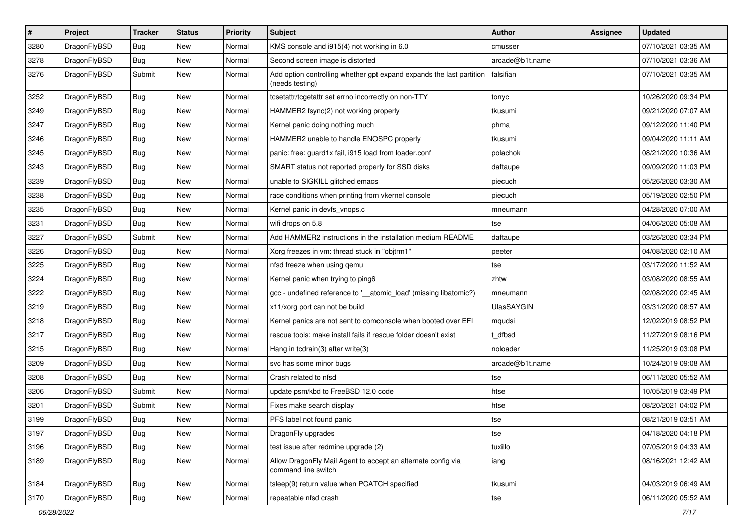| # | Project | Tracker | Status | Priority | Subject | Author | Assignee | Updated |
|---|---|---|---|---|---|---|---|---|
| 3280 | DragonFlyBSD | Bug | New | Normal | KMS console and i915(4) not working in 6.0 | cmusser | | 07/10/2021 03:35 AM |
| 3278 | DragonFlyBSD | Bug | New | Normal | Second screen image is distorted | arcade@b1t.name | | 07/10/2021 03:36 AM |
| 3276 | DragonFlyBSD | Submit | New | Normal | Add option controlling whether gpt expand expands the last partition (needs testing) | falsifian | | 07/10/2021 03:35 AM |
| 3252 | DragonFlyBSD | Bug | New | Normal | tcsetattr/tcgetattr set errno incorrectly on non-TTY | tonyc | | 10/26/2020 09:34 PM |
| 3249 | DragonFlyBSD | Bug | New | Normal | HAMMER2 fsync(2) not working properly | tkusumi | | 09/21/2020 07:07 AM |
| 3247 | DragonFlyBSD | Bug | New | Normal | Kernel panic doing nothing much | phma | | 09/12/2020 11:40 PM |
| 3246 | DragonFlyBSD | Bug | New | Normal | HAMMER2 unable to handle ENOSPC properly | tkusumi | | 09/04/2020 11:11 AM |
| 3245 | DragonFlyBSD | Bug | New | Normal | panic: free: guard1x fail, i915 load from loader.conf | polachok | | 08/21/2020 10:36 AM |
| 3243 | DragonFlyBSD | Bug | New | Normal | SMART status not reported properly for SSD disks | daftaupe | | 09/09/2020 11:03 PM |
| 3239 | DragonFlyBSD | Bug | New | Normal | unable to SIGKILL glitched emacs | piecuch | | 05/26/2020 03:30 AM |
| 3238 | DragonFlyBSD | Bug | New | Normal | race conditions when printing from vkernel console | piecuch | | 05/19/2020 02:50 PM |
| 3235 | DragonFlyBSD | Bug | New | Normal | Kernel panic in devfs_vnops.c | mneumann | | 04/28/2020 07:00 AM |
| 3231 | DragonFlyBSD | Bug | New | Normal | wifi drops on 5.8 | tse | | 04/06/2020 05:08 AM |
| 3227 | DragonFlyBSD | Submit | New | Normal | Add HAMMER2 instructions in the installation medium README | daftaupe | | 03/26/2020 03:34 PM |
| 3226 | DragonFlyBSD | Bug | New | Normal | Xorg freezes in vm: thread stuck in "objtrm1" | peeter | | 04/08/2020 02:10 AM |
| 3225 | DragonFlyBSD | Bug | New | Normal | nfsd freeze when using qemu | tse | | 03/17/2020 11:52 AM |
| 3224 | DragonFlyBSD | Bug | New | Normal | Kernel panic when trying to ping6 | zhtw | | 03/08/2020 08:55 AM |
| 3222 | DragonFlyBSD | Bug | New | Normal | gcc - undefined reference to '__atomic_load' (missing libatomic?) | mneumann | | 02/08/2020 02:45 AM |
| 3219 | DragonFlyBSD | Bug | New | Normal | x11/xorg port can not be build | UlasSAYGIN | | 03/31/2020 08:57 AM |
| 3218 | DragonFlyBSD | Bug | New | Normal | Kernel panics are not sent to comconsole when booted over EFI | mqudsi | | 12/02/2019 08:52 PM |
| 3217 | DragonFlyBSD | Bug | New | Normal | rescue tools: make install fails if rescue folder doesn't exist | t_dfbsd | | 11/27/2019 08:16 PM |
| 3215 | DragonFlyBSD | Bug | New | Normal | Hang in tcdrain(3) after write(3) | noloader | | 11/25/2019 03:08 PM |
| 3209 | DragonFlyBSD | Bug | New | Normal | svc has some minor bugs | arcade@b1t.name | | 10/24/2019 09:08 AM |
| 3208 | DragonFlyBSD | Bug | New | Normal | Crash related to nfsd | tse | | 06/11/2020 05:52 AM |
| 3206 | DragonFlyBSD | Submit | New | Normal | update psm/kbd to FreeBSD 12.0 code | htse | | 10/05/2019 03:49 PM |
| 3201 | DragonFlyBSD | Submit | New | Normal | Fixes make search display | htse | | 08/20/2021 04:02 PM |
| 3199 | DragonFlyBSD | Bug | New | Normal | PFS label not found panic | tse | | 08/21/2019 03:51 AM |
| 3197 | DragonFlyBSD | Bug | New | Normal | DragonFly upgrades | tse | | 04/18/2020 04:18 PM |
| 3196 | DragonFlyBSD | Bug | New | Normal | test issue after redmine upgrade (2) | tuxillo | | 07/05/2019 04:33 AM |
| 3189 | DragonFlyBSD | Bug | New | Normal | Allow DragonFly Mail Agent to accept an alternate config via command line switch | iang | | 08/16/2021 12:42 AM |
| 3184 | DragonFlyBSD | Bug | New | Normal | tsleep(9) return value when PCATCH specified | tkusumi | | 04/03/2019 06:49 AM |
| 3170 | DragonFlyBSD | Bug | New | Normal | repeatable nfsd crash | tse | | 06/11/2020 05:52 AM |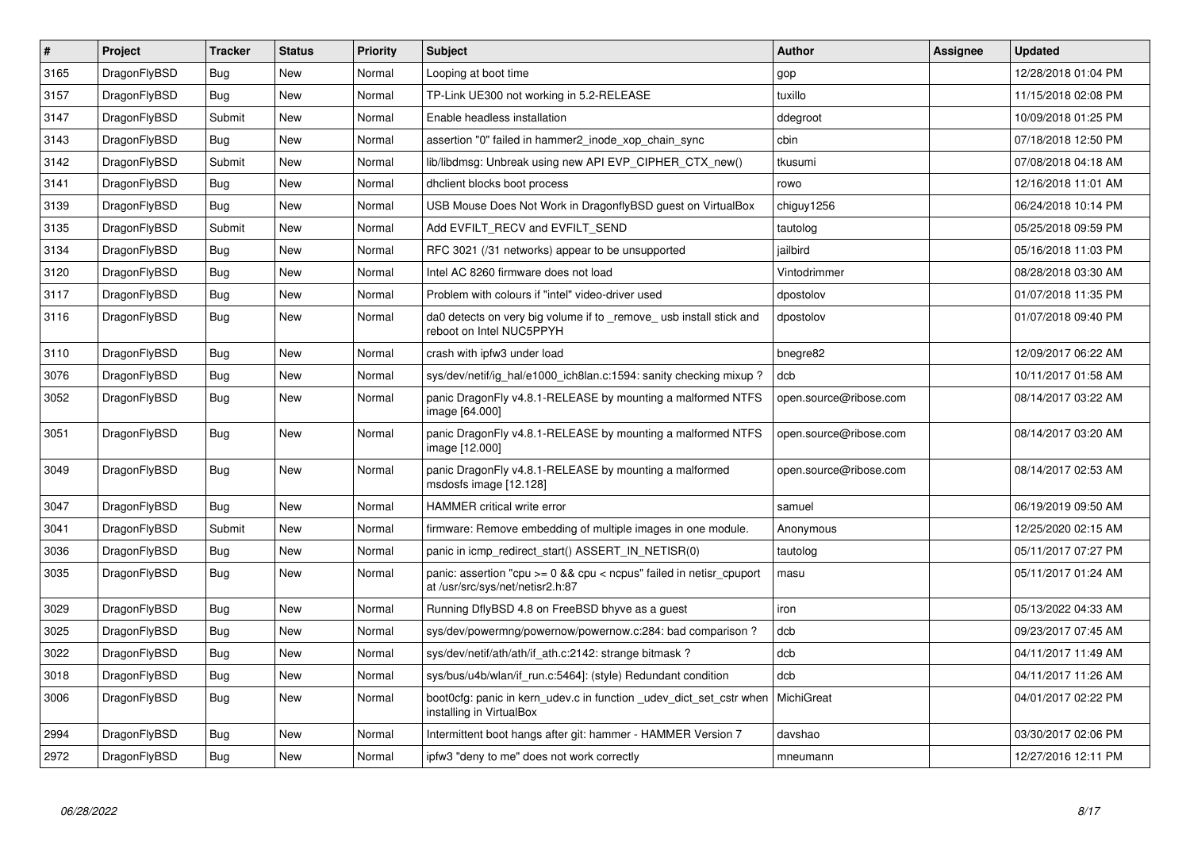| # | Project | Tracker | Status | Priority | Subject | Author | Assignee | Updated |
|---|---|---|---|---|---|---|---|---|
| 3165 | DragonFlyBSD | Bug | New | Normal | Looping at boot time | gop | | 12/28/2018 01:04 PM |
| 3157 | DragonFlyBSD | Bug | New | Normal | TP-Link UE300 not working in 5.2-RELEASE | tuxillo | | 11/15/2018 02:08 PM |
| 3147 | DragonFlyBSD | Submit | New | Normal | Enable headless installation | ddegroot | | 10/09/2018 01:25 PM |
| 3143 | DragonFlyBSD | Bug | New | Normal | assertion "0" failed in hammer2_inode_xop_chain_sync | cbin | | 07/18/2018 12:50 PM |
| 3142 | DragonFlyBSD | Submit | New | Normal | lib/libdmsg: Unbreak using new API EVP_CIPHER_CTX_new() | tkusumi | | 07/08/2018 04:18 AM |
| 3141 | DragonFlyBSD | Bug | New | Normal | dhclient blocks boot process | rowo | | 12/16/2018 11:01 AM |
| 3139 | DragonFlyBSD | Bug | New | Normal | USB Mouse Does Not Work in DragonflyBSD guest on VirtualBox | chiguy1256 | | 06/24/2018 10:14 PM |
| 3135 | DragonFlyBSD | Submit | New | Normal | Add EVFILT_RECV and EVFILT_SEND | tautolog | | 05/25/2018 09:59 PM |
| 3134 | DragonFlyBSD | Bug | New | Normal | RFC 3021 (/31 networks) appear to be unsupported | jailbird | | 05/16/2018 11:03 PM |
| 3120 | DragonFlyBSD | Bug | New | Normal | Intel AC 8260 firmware does not load | Vintodrimmer | | 08/28/2018 03:30 AM |
| 3117 | DragonFlyBSD | Bug | New | Normal | Problem with colours if "intel" video-driver used | dpostolov | | 01/07/2018 11:35 PM |
| 3116 | DragonFlyBSD | Bug | New | Normal | da0 detects on very big volume if to _remove_ usb install stick and reboot on Intel NUC5PPYH | dpostolov | | 01/07/2018 09:40 PM |
| 3110 | DragonFlyBSD | Bug | New | Normal | crash with ipfw3 under load | bnegre82 | | 12/09/2017 06:22 AM |
| 3076 | DragonFlyBSD | Bug | New | Normal | sys/dev/netif/ig_hal/e1000_ich8lan.c:1594: sanity checking mixup ? | dcb | | 10/11/2017 01:58 AM |
| 3052 | DragonFlyBSD | Bug | New | Normal | panic DragonFly v4.8.1-RELEASE by mounting a malformed NTFS image [64.000] | open.source@ribose.com | | 08/14/2017 03:22 AM |
| 3051 | DragonFlyBSD | Bug | New | Normal | panic DragonFly v4.8.1-RELEASE by mounting a malformed NTFS image [12.000] | open.source@ribose.com | | 08/14/2017 03:20 AM |
| 3049 | DragonFlyBSD | Bug | New | Normal | panic DragonFly v4.8.1-RELEASE by mounting a malformed msdosfs image [12.128] | open.source@ribose.com | | 08/14/2017 02:53 AM |
| 3047 | DragonFlyBSD | Bug | New | Normal | HAMMER critical write error | samuel | | 06/19/2019 09:50 AM |
| 3041 | DragonFlyBSD | Submit | New | Normal | firmware: Remove embedding of multiple images in one module. | Anonymous | | 12/25/2020 02:15 AM |
| 3036 | DragonFlyBSD | Bug | New | Normal | panic in icmp_redirect_start() ASSERT_IN_NETISR(0) | tautolog | | 05/11/2017 07:27 PM |
| 3035 | DragonFlyBSD | Bug | New | Normal | panic: assertion "cpu >= 0 && cpu < ncpus" failed in netisr_cpuport at /usr/src/sys/net/netisr2.h:87 | masu | | 05/11/2017 01:24 AM |
| 3029 | DragonFlyBSD | Bug | New | Normal | Running DflyBSD 4.8 on FreeBSD bhyve as a guest | iron | | 05/13/2022 04:33 AM |
| 3025 | DragonFlyBSD | Bug | New | Normal | sys/dev/powermng/powernow/powernow.c:284: bad comparison ? | dcb | | 09/23/2017 07:45 AM |
| 3022 | DragonFlyBSD | Bug | New | Normal | sys/dev/netif/ath/ath/if_ath.c:2142: strange bitmask ? | dcb | | 04/11/2017 11:49 AM |
| 3018 | DragonFlyBSD | Bug | New | Normal | sys/bus/u4b/wlan/if_run.c:5464]: (style) Redundant condition | dcb | | 04/11/2017 11:26 AM |
| 3006 | DragonFlyBSD | Bug | New | Normal | boot0cfg: panic in kern_udev.c in function _udev_dict_set_cstr when installing in VirtualBox | MichiGreat | | 04/01/2017 02:22 PM |
| 2994 | DragonFlyBSD | Bug | New | Normal | Intermittent boot hangs after git: hammer - HAMMER Version 7 | davshao | | 03/30/2017 02:06 PM |
| 2972 | DragonFlyBSD | Bug | New | Normal | ipfw3 "deny to me" does not work correctly | mneumann | | 12/27/2016 12:11 PM |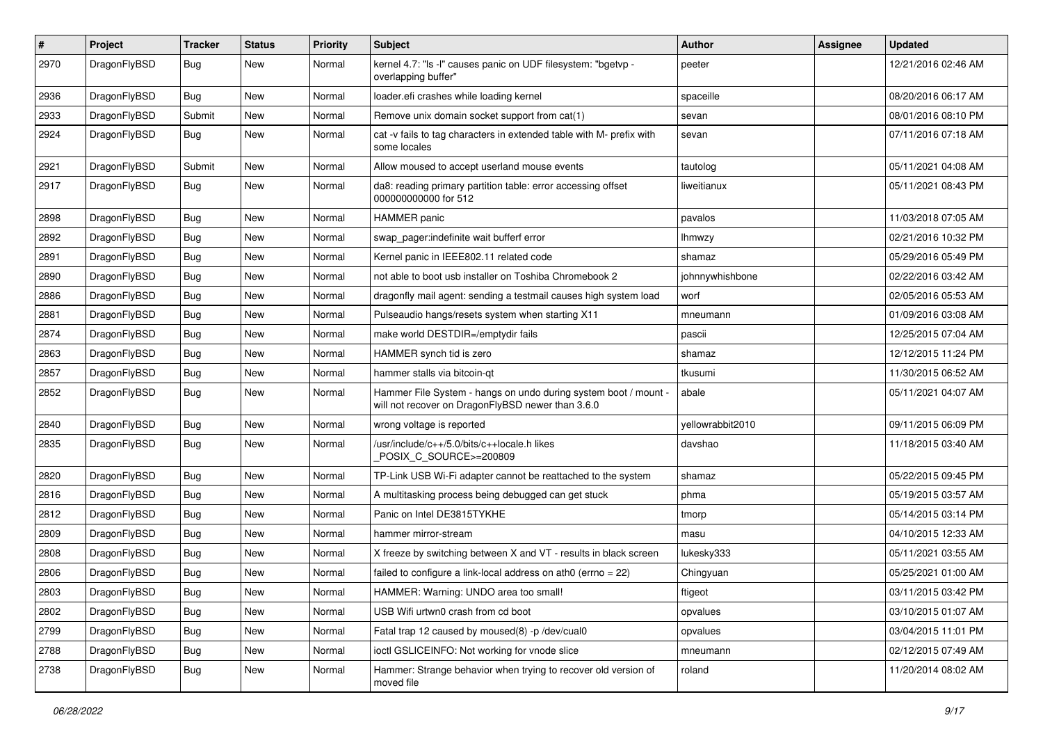| # | Project | Tracker | Status | Priority | Subject | Author | Assignee | Updated |
|---|---|---|---|---|---|---|---|---|
| 2970 | DragonFlyBSD | Bug | New | Normal | kernel 4.7: "ls -l" causes panic on UDF filesystem: "bgetvp - overlapping buffer" | peeter | | 12/21/2016 02:46 AM |
| 2936 | DragonFlyBSD | Bug | New | Normal | loader.efi crashes while loading kernel | spaceille | | 08/20/2016 06:17 AM |
| 2933 | DragonFlyBSD | Submit | New | Normal | Remove unix domain socket support from cat(1) | sevan | | 08/01/2016 08:10 PM |
| 2924 | DragonFlyBSD | Bug | New | Normal | cat -v fails to tag characters in extended table with M- prefix with some locales | sevan | | 07/11/2016 07:18 AM |
| 2921 | DragonFlyBSD | Submit | New | Normal | Allow moused to accept userland mouse events | tautolog | | 05/11/2021 04:08 AM |
| 2917 | DragonFlyBSD | Bug | New | Normal | da8: reading primary partition table: error accessing offset 000000000000 for 512 | liweitianux | | 05/11/2021 08:43 PM |
| 2898 | DragonFlyBSD | Bug | New | Normal | HAMMER panic | pavalos | | 11/03/2018 07:05 AM |
| 2892 | DragonFlyBSD | Bug | New | Normal | swap_pager:indefinite wait bufferf error | lhmwzy | | 02/21/2016 10:32 PM |
| 2891 | DragonFlyBSD | Bug | New | Normal | Kernel panic in IEEE802.11 related code | shamaz | | 05/29/2016 05:49 PM |
| 2890 | DragonFlyBSD | Bug | New | Normal | not able to boot usb installer on Toshiba Chromebook 2 | johnnywhishbone | | 02/22/2016 03:42 AM |
| 2886 | DragonFlyBSD | Bug | New | Normal | dragonfly mail agent: sending a testmail causes high system load | worf | | 02/05/2016 05:53 AM |
| 2881 | DragonFlyBSD | Bug | New | Normal | Pulseaudio hangs/resets system when starting X11 | mneumann | | 01/09/2016 03:08 AM |
| 2874 | DragonFlyBSD | Bug | New | Normal | make world DESTDIR=/emptydir fails | pascii | | 12/25/2015 07:04 AM |
| 2863 | DragonFlyBSD | Bug | New | Normal | HAMMER synch tid is zero | shamaz | | 12/12/2015 11:24 PM |
| 2857 | DragonFlyBSD | Bug | New | Normal | hammer stalls via bitcoin-qt | tkusumi | | 11/30/2015 06:52 AM |
| 2852 | DragonFlyBSD | Bug | New | Normal | Hammer File System - hangs on undo during system boot / mount - will not recover on DragonFlyBSD newer than 3.6.0 | abale | | 05/11/2021 04:07 AM |
| 2840 | DragonFlyBSD | Bug | New | Normal | wrong voltage is reported | yellowrabbit2010 | | 09/11/2015 06:09 PM |
| 2835 | DragonFlyBSD | Bug | New | Normal | /usr/include/c++/5.0/bits/c++locale.h likes _POSIX_C_SOURCE>=200809 | davshao | | 11/18/2015 03:40 AM |
| 2820 | DragonFlyBSD | Bug | New | Normal | TP-Link USB Wi-Fi adapter cannot be reattached to the system | shamaz | | 05/22/2015 09:45 PM |
| 2816 | DragonFlyBSD | Bug | New | Normal | A multitasking process being debugged can get stuck | phma | | 05/19/2015 03:57 AM |
| 2812 | DragonFlyBSD | Bug | New | Normal | Panic on Intel DE3815TYKHE | tmorp | | 05/14/2015 03:14 PM |
| 2809 | DragonFlyBSD | Bug | New | Normal | hammer mirror-stream | masu | | 04/10/2015 12:33 AM |
| 2808 | DragonFlyBSD | Bug | New | Normal | X freeze by switching between X and VT - results in black screen | lukesky333 | | 05/11/2021 03:55 AM |
| 2806 | DragonFlyBSD | Bug | New | Normal | failed to configure a link-local address on ath0 (errno = 22) | Chingyuan | | 05/25/2021 01:00 AM |
| 2803 | DragonFlyBSD | Bug | New | Normal | HAMMER: Warning: UNDO area too small! | ftigeot | | 03/11/2015 03:42 PM |
| 2802 | DragonFlyBSD | Bug | New | Normal | USB Wifi urtwn0 crash from cd boot | opvalues | | 03/10/2015 01:07 AM |
| 2799 | DragonFlyBSD | Bug | New | Normal | Fatal trap 12 caused by moused(8) -p /dev/cual0 | opvalues | | 03/04/2015 11:01 PM |
| 2788 | DragonFlyBSD | Bug | New | Normal | ioctl GSLICEINFO: Not working for vnode slice | mneumann | | 02/12/2015 07:49 AM |
| 2738 | DragonFlyBSD | Bug | New | Normal | Hammer: Strange behavior when trying to recover old version of moved file | roland | | 11/20/2014 08:02 AM |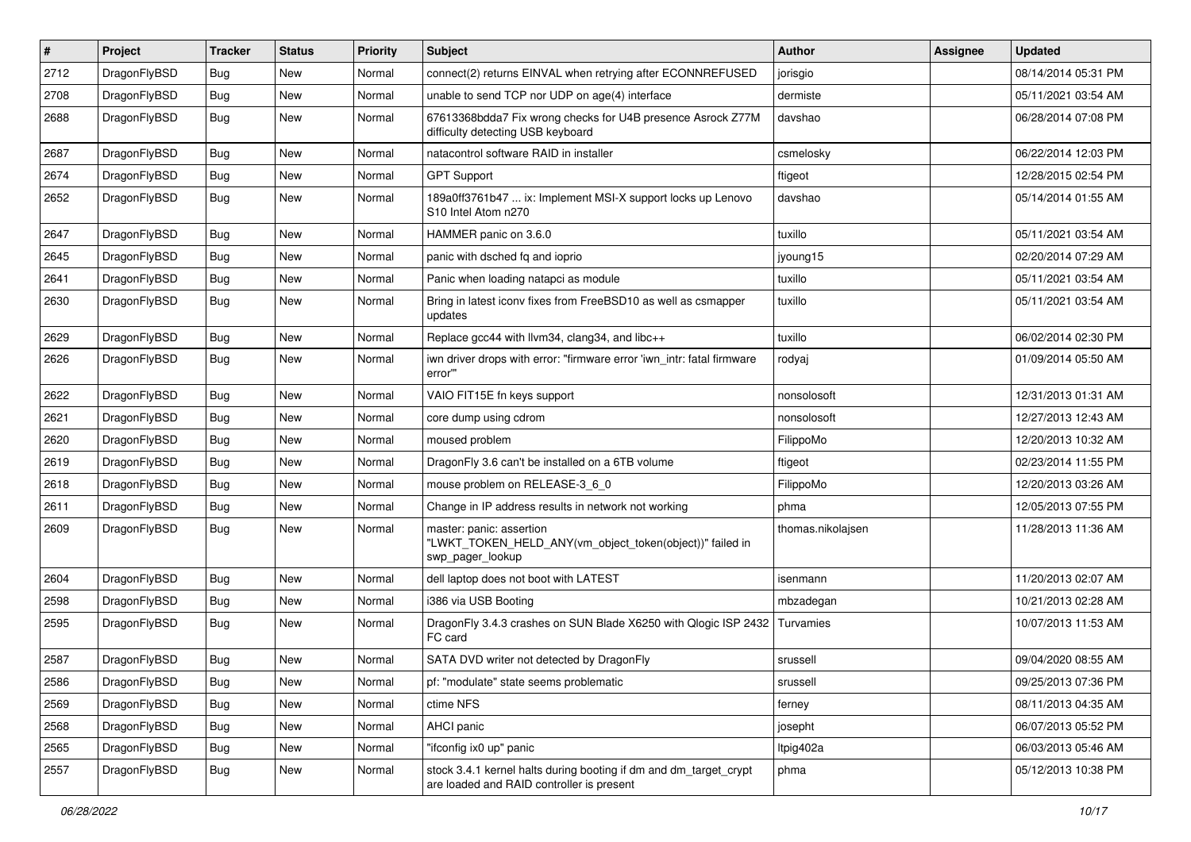| # | Project | Tracker | Status | Priority | Subject | Author | Assignee | Updated |
|---|---|---|---|---|---|---|---|---|
| 2712 | DragonFlyBSD | Bug | New | Normal | connect(2) returns EINVAL when retrying after ECONNREFUSED | jorisgio | | 08/14/2014 05:31 PM |
| 2708 | DragonFlyBSD | Bug | New | Normal | unable to send TCP nor UDP on age(4) interface | dermiste | | 05/11/2021 03:54 AM |
| 2688 | DragonFlyBSD | Bug | New | Normal | 67613368bdda7 Fix wrong checks for U4B presence Asrock Z77M difficulty detecting USB keyboard | davshao | | 06/28/2014 07:08 PM |
| 2687 | DragonFlyBSD | Bug | New | Normal | natacontrol software RAID in installer | csmelosky | | 06/22/2014 12:03 PM |
| 2674 | DragonFlyBSD | Bug | New | Normal | GPT Support | ftigeot | | 12/28/2015 02:54 PM |
| 2652 | DragonFlyBSD | Bug | New | Normal | 189a0ff3761b47 ... ix: Implement MSI-X support locks up Lenovo S10 Intel Atom n270 | davshao | | 05/14/2014 01:55 AM |
| 2647 | DragonFlyBSD | Bug | New | Normal | HAMMER panic on 3.6.0 | tuxillo | | 05/11/2021 03:54 AM |
| 2645 | DragonFlyBSD | Bug | New | Normal | panic with dsched fq and ioprio | jyoung15 | | 02/20/2014 07:29 AM |
| 2641 | DragonFlyBSD | Bug | New | Normal | Panic when loading natapci as module | tuxillo | | 05/11/2021 03:54 AM |
| 2630 | DragonFlyBSD | Bug | New | Normal | Bring in latest iconv fixes from FreeBSD10 as well as csmapper updates | tuxillo | | 05/11/2021 03:54 AM |
| 2629 | DragonFlyBSD | Bug | New | Normal | Replace gcc44 with llvm34, clang34, and libc++ | tuxillo | | 06/02/2014 02:30 PM |
| 2626 | DragonFlyBSD | Bug | New | Normal | iwn driver drops with error: "firmware error 'iwn_intr: fatal firmware error'" | rodyaj | | 01/09/2014 05:50 AM |
| 2622 | DragonFlyBSD | Bug | New | Normal | VAIO FIT15E fn keys support | nonsolosoft | | 12/31/2013 01:31 AM |
| 2621 | DragonFlyBSD | Bug | New | Normal | core dump using cdrom | nonsolosoft | | 12/27/2013 12:43 AM |
| 2620 | DragonFlyBSD | Bug | New | Normal | moused problem | FilippoMo | | 12/20/2013 10:32 AM |
| 2619 | DragonFlyBSD | Bug | New | Normal | DragonFly 3.6 can't be installed on a 6TB volume | ftigeot | | 02/23/2014 11:55 PM |
| 2618 | DragonFlyBSD | Bug | New | Normal | mouse problem on RELEASE-3_6_0 | FilippoMo | | 12/20/2013 03:26 AM |
| 2611 | DragonFlyBSD | Bug | New | Normal | Change in IP address results in network not working | phma | | 12/05/2013 07:55 PM |
| 2609 | DragonFlyBSD | Bug | New | Normal | master: panic: assertion "LWKT_TOKEN_HELD_ANY(vm_object_token(object))" failed in swp_pager_lookup | thomas.nikolajsen | | 11/28/2013 11:36 AM |
| 2604 | DragonFlyBSD | Bug | New | Normal | dell laptop does not boot with LATEST | isenmann | | 11/20/2013 02:07 AM |
| 2598 | DragonFlyBSD | Bug | New | Normal | i386 via USB Booting | mbzadegan | | 10/21/2013 02:28 AM |
| 2595 | DragonFlyBSD | Bug | New | Normal | DragonFly 3.4.3 crashes on SUN Blade X6250 with Qlogic ISP 2432 FC card | Turvamies | | 10/07/2013 11:53 AM |
| 2587 | DragonFlyBSD | Bug | New | Normal | SATA DVD writer not detected by DragonFly | srussell | | 09/04/2020 08:55 AM |
| 2586 | DragonFlyBSD | Bug | New | Normal | pf: "modulate" state seems problematic | srussell | | 09/25/2013 07:36 PM |
| 2569 | DragonFlyBSD | Bug | New | Normal | ctime NFS | ferney | | 08/11/2013 04:35 AM |
| 2568 | DragonFlyBSD | Bug | New | Normal | AHCI panic | josepht | | 06/07/2013 05:52 PM |
| 2565 | DragonFlyBSD | Bug | New | Normal | "ifconfig ix0 up" panic | ltpig402a | | 06/03/2013 05:46 AM |
| 2557 | DragonFlyBSD | Bug | New | Normal | stock 3.4.1 kernel halts during booting if dm and dm_target_crypt are loaded and RAID controller is present | phma | | 05/12/2013 10:38 PM |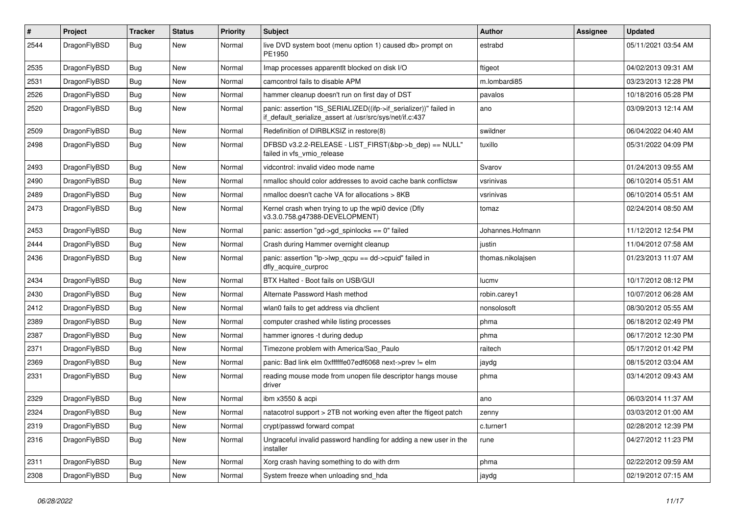| # | Project | Tracker | Status | Priority | Subject | Author | Assignee | Updated |
|---|---|---|---|---|---|---|---|---|
| 2544 | DragonFlyBSD | Bug | New | Normal | live DVD system boot (menu option 1) caused db> prompt on PE1950 | estrabd | | 05/11/2021 03:54 AM |
| 2535 | DragonFlyBSD | Bug | New | Normal | Imap processes apparentlt blocked on disk I/O | ftigeot | | 04/02/2013 09:31 AM |
| 2531 | DragonFlyBSD | Bug | New | Normal | camcontrol fails to disable APM | m.lombardi85 | | 03/23/2013 12:28 PM |
| 2526 | DragonFlyBSD | Bug | New | Normal | hammer cleanup doesn't run on first day of DST | pavalos | | 10/18/2016 05:28 PM |
| 2520 | DragonFlyBSD | Bug | New | Normal | panic: assertion "IS_SERIALIZED((ifp->if_serializer))" failed in if_default_serialize_assert at /usr/src/sys/net/if.c:437 | ano | | 03/09/2013 12:14 AM |
| 2509 | DragonFlyBSD | Bug | New | Normal | Redefinition of DIRBLKSIZ in restore(8) | swildner | | 06/04/2022 04:40 AM |
| 2498 | DragonFlyBSD | Bug | New | Normal | DFBSD v3.2.2-RELEASE - LIST_FIRST(&bp->b_dep) == NULL" failed in vfs_vmio_release | tuxillo | | 05/31/2022 04:09 PM |
| 2493 | DragonFlyBSD | Bug | New | Normal | vidcontrol: invalid video mode name | Svarov | | 01/24/2013 09:55 AM |
| 2490 | DragonFlyBSD | Bug | New | Normal | nmalloc should color addresses to avoid cache bank conflictsw | vsrinivas | | 06/10/2014 05:51 AM |
| 2489 | DragonFlyBSD | Bug | New | Normal | nmalloc doesn't cache VA for allocations > 8KB | vsrinivas | | 06/10/2014 05:51 AM |
| 2473 | DragonFlyBSD | Bug | New | Normal | Kernel crash when trying to up the wpi0 device (Dfly v3.3.0.758.g47388-DEVELOPMENT) | tomaz | | 02/24/2014 08:50 AM |
| 2453 | DragonFlyBSD | Bug | New | Normal | panic: assertion "gd->gd_spinlocks == 0" failed | Johannes.Hofmann | | 11/12/2012 12:54 PM |
| 2444 | DragonFlyBSD | Bug | New | Normal | Crash during Hammer overnight cleanup | justin | | 11/04/2012 07:58 AM |
| 2436 | DragonFlyBSD | Bug | New | Normal | panic: assertion "lp->lwp_qcpu == dd->cpuid" failed in dfly_acquire_curproc | thomas.nikolajsen | | 01/23/2013 11:07 AM |
| 2434 | DragonFlyBSD | Bug | New | Normal | BTX Halted - Boot fails on USB/GUI | lucmv | | 10/17/2012 08:12 PM |
| 2430 | DragonFlyBSD | Bug | New | Normal | Alternate Password Hash method | robin.carey1 | | 10/07/2012 06:28 AM |
| 2412 | DragonFlyBSD | Bug | New | Normal | wlan0 fails to get address via dhclient | nonsolosoft | | 08/30/2012 05:55 AM |
| 2389 | DragonFlyBSD | Bug | New | Normal | computer crashed while listing processes | phma | | 06/18/2012 02:49 PM |
| 2387 | DragonFlyBSD | Bug | New | Normal | hammer ignores -t during dedup | phma | | 06/17/2012 12:30 PM |
| 2371 | DragonFlyBSD | Bug | New | Normal | Timezone problem with America/Sao_Paulo | raitech | | 05/17/2012 01:42 PM |
| 2369 | DragonFlyBSD | Bug | New | Normal | panic: Bad link elm 0xffffffe07edf6068 next->prev != elm | jaydg | | 08/15/2012 03:04 AM |
| 2331 | DragonFlyBSD | Bug | New | Normal | reading mouse mode from unopen file descriptor hangs mouse driver | phma | | 03/14/2012 09:43 AM |
| 2329 | DragonFlyBSD | Bug | New | Normal | ibm x3550 & acpi | ano | | 06/03/2014 11:37 AM |
| 2324 | DragonFlyBSD | Bug | New | Normal | natacotrol support > 2TB not working even after the ftigeot patch | zenny | | 03/03/2012 01:00 AM |
| 2319 | DragonFlyBSD | Bug | New | Normal | crypt/passwd forward compat | c.turner1 | | 02/28/2012 12:39 PM |
| 2316 | DragonFlyBSD | Bug | New | Normal | Ungraceful invalid password handling for adding a new user in the installer | rune | | 04/27/2012 11:23 PM |
| 2311 | DragonFlyBSD | Bug | New | Normal | Xorg crash having something to do with drm | phma | | 02/22/2012 09:59 AM |
| 2308 | DragonFlyBSD | Bug | New | Normal | System freeze when unloading snd_hda | jaydg | | 02/19/2012 07:15 AM |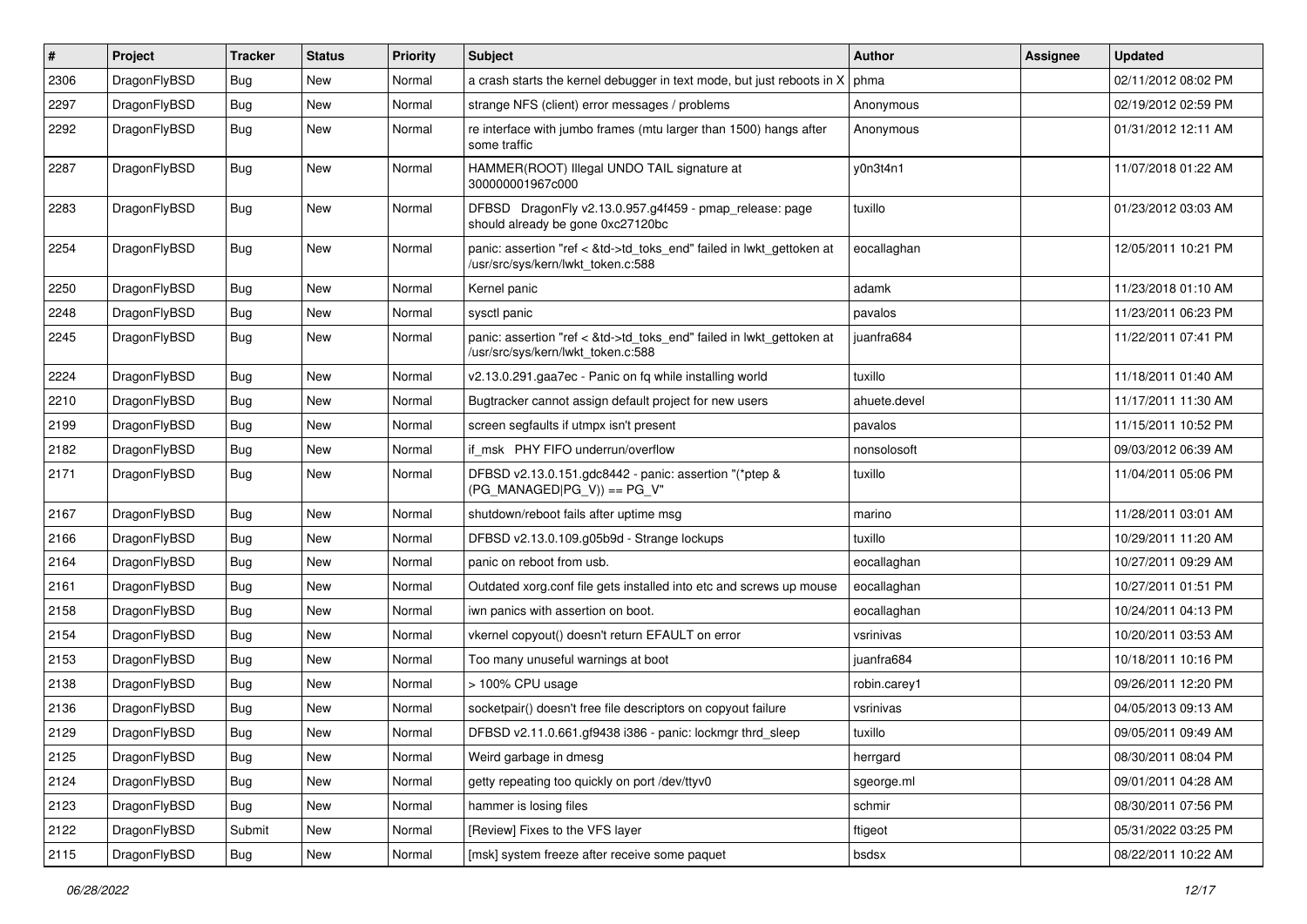| # | Project | Tracker | Status | Priority | Subject | Author | Assignee | Updated |
|---|---|---|---|---|---|---|---|---|
| 2306 | DragonFlyBSD | Bug | New | Normal | a crash starts the kernel debugger in text mode, but just reboots in X | phma | | 02/11/2012 08:02 PM |
| 2297 | DragonFlyBSD | Bug | New | Normal | strange NFS (client) error messages / problems | Anonymous | | 02/19/2012 02:59 PM |
| 2292 | DragonFlyBSD | Bug | New | Normal | re interface with jumbo frames (mtu larger than 1500) hangs after some traffic | Anonymous | | 01/31/2012 12:11 AM |
| 2287 | DragonFlyBSD | Bug | New | Normal | HAMMER(ROOT) Illegal UNDO TAIL signature at 300000001967c000 | y0n3t4n1 | | 11/07/2018 01:22 AM |
| 2283 | DragonFlyBSD | Bug | New | Normal | DFBSD DragonFly v2.13.0.957.g4f459 - pmap_release: page should already be gone 0xc27120bc | tuxillo | | 01/23/2012 03:03 AM |
| 2254 | DragonFlyBSD | Bug | New | Normal | panic: assertion "ref < &td->td_toks_end" failed in lwkt_gettoken at /usr/src/sys/kern/lwkt_token.c:588 | eocallaghan | | 12/05/2011 10:21 PM |
| 2250 | DragonFlyBSD | Bug | New | Normal | Kernel panic | adamk | | 11/23/2018 01:10 AM |
| 2248 | DragonFlyBSD | Bug | New | Normal | sysctl panic | pavalos | | 11/23/2011 06:23 PM |
| 2245 | DragonFlyBSD | Bug | New | Normal | panic: assertion "ref < &td->td_toks_end" failed in lwkt_gettoken at /usr/src/sys/kern/lwkt_token.c:588 | juanfra684 | | 11/22/2011 07:41 PM |
| 2224 | DragonFlyBSD | Bug | New | Normal | v2.13.0.291.gaa7ec - Panic on fq while installing world | tuxillo | | 11/18/2011 01:40 AM |
| 2210 | DragonFlyBSD | Bug | New | Normal | Bugtracker cannot assign default project for new users | ahuete.devel | | 11/17/2011 11:30 AM |
| 2199 | DragonFlyBSD | Bug | New | Normal | screen segfaults if utmpx isn't present | pavalos | | 11/15/2011 10:52 PM |
| 2182 | DragonFlyBSD | Bug | New | Normal | if_msk PHY FIFO underrun/overflow | nonsolosoft | | 09/03/2012 06:39 AM |
| 2171 | DragonFlyBSD | Bug | New | Normal | DFBSD v2.13.0.151.gdc8442 - panic: assertion "(*ptep & (PG_MANAGED\|PG_V)) == PG_V" | tuxillo | | 11/04/2011 05:06 PM |
| 2167 | DragonFlyBSD | Bug | New | Normal | shutdown/reboot fails after uptime msg | marino | | 11/28/2011 03:01 AM |
| 2166 | DragonFlyBSD | Bug | New | Normal | DFBSD v2.13.0.109.g05b9d - Strange lockups | tuxillo | | 10/29/2011 11:20 AM |
| 2164 | DragonFlyBSD | Bug | New | Normal | panic on reboot from usb. | eocallaghan | | 10/27/2011 09:29 AM |
| 2161 | DragonFlyBSD | Bug | New | Normal | Outdated xorg.conf file gets installed into etc and screws up mouse | eocallaghan | | 10/27/2011 01:51 PM |
| 2158 | DragonFlyBSD | Bug | New | Normal | iwn panics with assertion on boot. | eocallaghan | | 10/24/2011 04:13 PM |
| 2154 | DragonFlyBSD | Bug | New | Normal | vkernel copyout() doesn't return EFAULT on error | vsrinivas | | 10/20/2011 03:53 AM |
| 2153 | DragonFlyBSD | Bug | New | Normal | Too many unuseful warnings at boot | juanfra684 | | 10/18/2011 10:16 PM |
| 2138 | DragonFlyBSD | Bug | New | Normal | > 100% CPU usage | robin.carey1 | | 09/26/2011 12:20 PM |
| 2136 | DragonFlyBSD | Bug | New | Normal | socketpair() doesn't free file descriptors on copyout failure | vsrinivas | | 04/05/2013 09:13 AM |
| 2129 | DragonFlyBSD | Bug | New | Normal | DFBSD v2.11.0.661.gf9438 i386 - panic: lockmgr thrd_sleep | tuxillo | | 09/05/2011 09:49 AM |
| 2125 | DragonFlyBSD | Bug | New | Normal | Weird garbage in dmesg | herrgard | | 08/30/2011 08:04 PM |
| 2124 | DragonFlyBSD | Bug | New | Normal | getty repeating too quickly on port /dev/ttyv0 | sgeorge.ml | | 09/01/2011 04:28 AM |
| 2123 | DragonFlyBSD | Bug | New | Normal | hammer is losing files | schmir | | 08/30/2011 07:56 PM |
| 2122 | DragonFlyBSD | Submit | New | Normal | [Review] Fixes to the VFS layer | ftigeot | | 05/31/2022 03:25 PM |
| 2115 | DragonFlyBSD | Bug | New | Normal | [msk] system freeze after receive some paquet | bsdsx | | 08/22/2011 10:22 AM |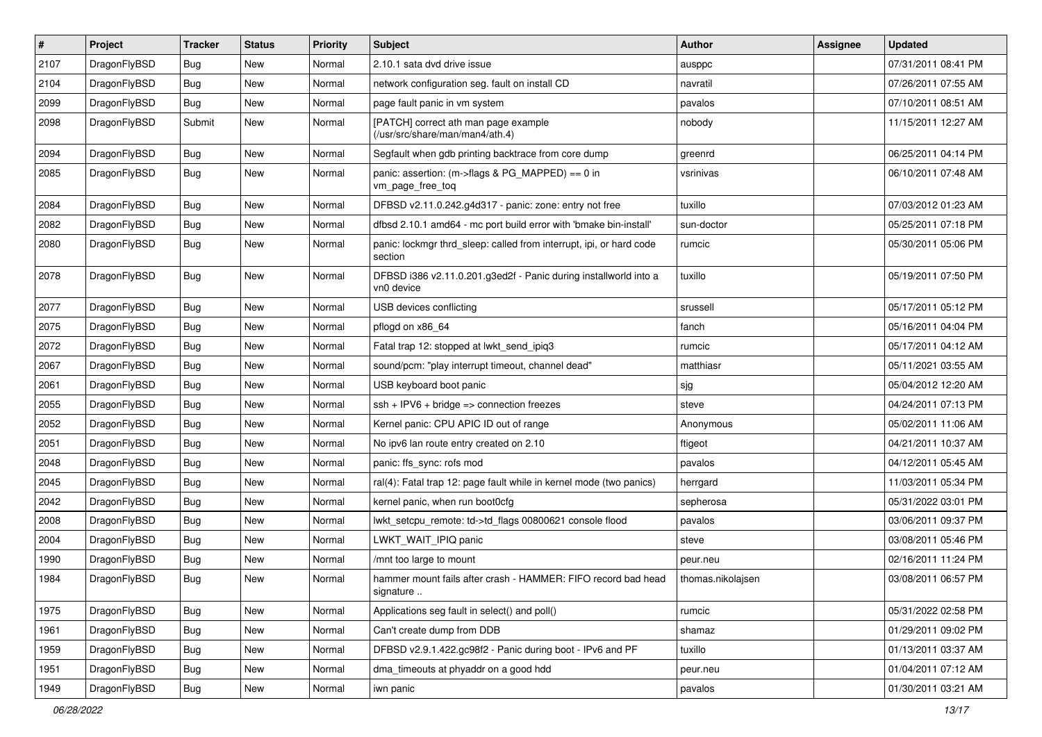| # | Project | Tracker | Status | Priority | Subject | Author | Assignee | Updated |
|---|---|---|---|---|---|---|---|---|
| 2107 | DragonFlyBSD | Bug | New | Normal | 2.10.1 sata dvd drive issue | ausppc | | 07/31/2011 08:41 PM |
| 2104 | DragonFlyBSD | Bug | New | Normal | network configuration seg. fault on install CD | navratil | | 07/26/2011 07:55 AM |
| 2099 | DragonFlyBSD | Bug | New | Normal | page fault panic in vm system | pavalos | | 07/10/2011 08:51 AM |
| 2098 | DragonFlyBSD | Submit | New | Normal | [PATCH] correct ath man page example (/usr/src/share/man/man4/ath.4) | nobody | | 11/15/2011 12:27 AM |
| 2094 | DragonFlyBSD | Bug | New | Normal | Segfault when gdb printing backtrace from core dump | greenrd | | 06/25/2011 04:14 PM |
| 2085 | DragonFlyBSD | Bug | New | Normal | panic: assertion: (m->flags & PG_MAPPED) == 0 in vm_page_free_toq | vsrinivas | | 06/10/2011 07:48 AM |
| 2084 | DragonFlyBSD | Bug | New | Normal | DFBSD v2.11.0.242.g4d317 - panic: zone: entry not free | tuxillo | | 07/03/2012 01:23 AM |
| 2082 | DragonFlyBSD | Bug | New | Normal | dfbsd 2.10.1 amd64 - mc port build error with 'bmake bin-install' | sun-doctor | | 05/25/2011 07:18 PM |
| 2080 | DragonFlyBSD | Bug | New | Normal | panic: lockmgr thrd_sleep: called from interrupt, ipi, or hard code section | rumcic | | 05/30/2011 05:06 PM |
| 2078 | DragonFlyBSD | Bug | New | Normal | DFBSD i386 v2.11.0.201.g3ed2f - Panic during installworld into a vn0 device | tuxillo | | 05/19/2011 07:50 PM |
| 2077 | DragonFlyBSD | Bug | New | Normal | USB devices conflicting | srussell | | 05/17/2011 05:12 PM |
| 2075 | DragonFlyBSD | Bug | New | Normal | pflogd on x86_64 | fanch | | 05/16/2011 04:04 PM |
| 2072 | DragonFlyBSD | Bug | New | Normal | Fatal trap 12: stopped at lwkt_send_ipiq3 | rumcic | | 05/17/2011 04:12 AM |
| 2067 | DragonFlyBSD | Bug | New | Normal | sound/pcm: "play interrupt timeout, channel dead" | matthiasr | | 05/11/2021 03:55 AM |
| 2061 | DragonFlyBSD | Bug | New | Normal | USB keyboard boot panic | sjg | | 05/04/2012 12:20 AM |
| 2055 | DragonFlyBSD | Bug | New | Normal | ssh + IPV6 + bridge => connection freezes | steve | | 04/24/2011 07:13 PM |
| 2052 | DragonFlyBSD | Bug | New | Normal | Kernel panic: CPU APIC ID out of range | Anonymous | | 05/02/2011 11:06 AM |
| 2051 | DragonFlyBSD | Bug | New | Normal | No ipv6 lan route entry created on 2.10 | ftigeot | | 04/21/2011 10:37 AM |
| 2048 | DragonFlyBSD | Bug | New | Normal | panic: ffs_sync: rofs mod | pavalos | | 04/12/2011 05:45 AM |
| 2045 | DragonFlyBSD | Bug | New | Normal | ral(4): Fatal trap 12: page fault while in kernel mode (two panics) | herrgard | | 11/03/2011 05:34 PM |
| 2042 | DragonFlyBSD | Bug | New | Normal | kernel panic, when run boot0cfg | sepherosa | | 05/31/2022 03:01 PM |
| 2008 | DragonFlyBSD | Bug | New | Normal | lwkt_setcpu_remote: td->td_flags 00800621 console flood | pavalos | | 03/06/2011 09:37 PM |
| 2004 | DragonFlyBSD | Bug | New | Normal | LWKT_WAIT_IPIQ panic | steve | | 03/08/2011 05:46 PM |
| 1990 | DragonFlyBSD | Bug | New | Normal | /mnt too large to mount | peur.neu | | 02/16/2011 11:24 PM |
| 1984 | DragonFlyBSD | Bug | New | Normal | hammer mount fails after crash - HAMMER: FIFO record bad head signature .. | thomas.nikolajsen | | 03/08/2011 06:57 PM |
| 1975 | DragonFlyBSD | Bug | New | Normal | Applications seg fault in select() and poll() | rumcic | | 05/31/2022 02:58 PM |
| 1961 | DragonFlyBSD | Bug | New | Normal | Can't create dump from DDB | shamaz | | 01/29/2011 09:02 PM |
| 1959 | DragonFlyBSD | Bug | New | Normal | DFBSD v2.9.1.422.gc98f2 - Panic during boot - IPv6 and PF | tuxillo | | 01/13/2011 03:37 AM |
| 1951 | DragonFlyBSD | Bug | New | Normal | dma_timeouts at phyaddr on a good hdd | peur.neu | | 01/04/2011 07:12 AM |
| 1949 | DragonFlyBSD | Bug | New | Normal | iwn panic | pavalos | | 01/30/2011 03:21 AM |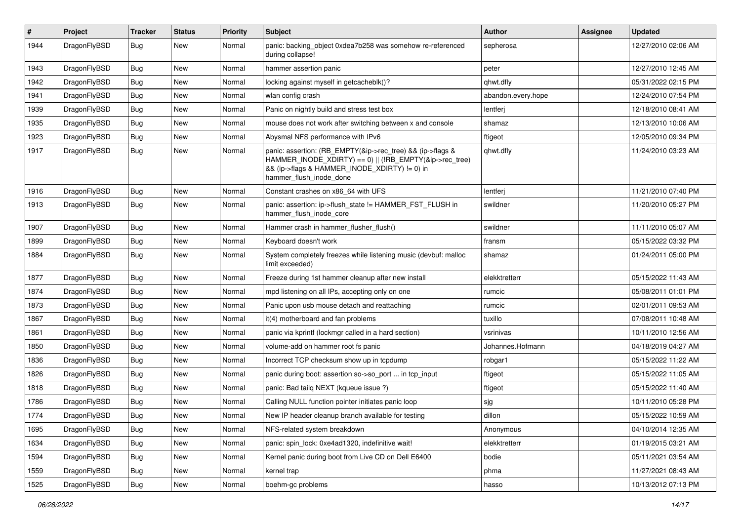| # | Project | Tracker | Status | Priority | Subject | Author | Assignee | Updated |
| --- | --- | --- | --- | --- | --- | --- | --- | --- |
| 1944 | DragonFlyBSD | Bug | New | Normal | panic: backing_object 0xdea7b258 was somehow re-referenced during collapse! | sepherosa | | 12/27/2010 02:06 AM |
| 1943 | DragonFlyBSD | Bug | New | Normal | hammer assertion panic | peter | | 12/27/2010 12:45 AM |
| 1942 | DragonFlyBSD | Bug | New | Normal | locking against myself in getcacheblk()? | qhwt.dfly | | 05/31/2022 02:15 PM |
| 1941 | DragonFlyBSD | Bug | New | Normal | wlan config crash | abandon.every.hope | | 12/24/2010 07:54 PM |
| 1939 | DragonFlyBSD | Bug | New | Normal | Panic on nightly build and stress test box | lentferj | | 12/18/2010 08:41 AM |
| 1935 | DragonFlyBSD | Bug | New | Normal | mouse does not work after switching between x and console | shamaz | | 12/13/2010 10:06 AM |
| 1923 | DragonFlyBSD | Bug | New | Normal | Abysmal NFS performance with IPv6 | ftigeot | | 12/05/2010 09:34 PM |
| 1917 | DragonFlyBSD | Bug | New | Normal | panic: assertion: (RB_EMPTY(&ip->rec_tree) && (ip->flags & HAMMER_INODE_XDIRTY) == 0) \|\| (!RB_EMPTY(&ip->rec_tree) && (ip->flags & HAMMER_INODE_XDIRTY) != 0) in hammer_flush_inode_done | qhwt.dfly | | 11/24/2010 03:23 AM |
| 1916 | DragonFlyBSD | Bug | New | Normal | Constant crashes on x86_64 with UFS | lentferj | | 11/21/2010 07:40 PM |
| 1913 | DragonFlyBSD | Bug | New | Normal | panic: assertion: ip->flush_state != HAMMER_FST_FLUSH in hammer_flush_inode_core | swildner | | 11/20/2010 05:27 PM |
| 1907 | DragonFlyBSD | Bug | New | Normal | Hammer crash in hammer_flusher_flush() | swildner | | 11/11/2010 05:07 AM |
| 1899 | DragonFlyBSD | Bug | New | Normal | Keyboard doesn't work | fransm | | 05/15/2022 03:32 PM |
| 1884 | DragonFlyBSD | Bug | New | Normal | System completely freezes while listening music (devbuf: malloc limit exceeded) | shamaz | | 01/24/2011 05:00 PM |
| 1877 | DragonFlyBSD | Bug | New | Normal | Freeze during 1st hammer cleanup after new install | elekktretterr | | 05/15/2022 11:43 AM |
| 1874 | DragonFlyBSD | Bug | New | Normal | mpd listening on all IPs, accepting only on one | rumcic | | 05/08/2011 01:01 PM |
| 1873 | DragonFlyBSD | Bug | New | Normal | Panic upon usb mouse detach and reattaching | rumcic | | 02/01/2011 09:53 AM |
| 1867 | DragonFlyBSD | Bug | New | Normal | it(4) motherboard and fan problems | tuxillo | | 07/08/2011 10:48 AM |
| 1861 | DragonFlyBSD | Bug | New | Normal | panic via kprintf (lockmgr called in a hard section) | vsrinivas | | 10/11/2010 12:56 AM |
| 1850 | DragonFlyBSD | Bug | New | Normal | volume-add on hammer root fs panic | Johannes.Hofmann | | 04/18/2019 04:27 AM |
| 1836 | DragonFlyBSD | Bug | New | Normal | Incorrect TCP checksum show up in tcpdump | robgar1 | | 05/15/2022 11:22 AM |
| 1826 | DragonFlyBSD | Bug | New | Normal | panic during boot: assertion so->so_port ... in tcp_input | ftigeot | | 05/15/2022 11:05 AM |
| 1818 | DragonFlyBSD | Bug | New | Normal | panic: Bad tailq NEXT (kqueue issue ?) | ftigeot | | 05/15/2022 11:40 AM |
| 1786 | DragonFlyBSD | Bug | New | Normal | Calling NULL function pointer initiates panic loop | sjg | | 10/11/2010 05:28 PM |
| 1774 | DragonFlyBSD | Bug | New | Normal | New IP header cleanup branch available for testing | dillon | | 05/15/2022 10:59 AM |
| 1695 | DragonFlyBSD | Bug | New | Normal | NFS-related system breakdown | Anonymous | | 04/10/2014 12:35 AM |
| 1634 | DragonFlyBSD | Bug | New | Normal | panic: spin_lock: 0xe4ad1320, indefinitive wait! | elekktretterr | | 01/19/2015 03:21 AM |
| 1594 | DragonFlyBSD | Bug | New | Normal | Kernel panic during boot from Live CD on Dell E6400 | bodie | | 05/11/2021 03:54 AM |
| 1559 | DragonFlyBSD | Bug | New | Normal | kernel trap | phma | | 11/27/2021 08:43 AM |
| 1525 | DragonFlyBSD | Bug | New | Normal | boehm-gc problems | hasso | | 10/13/2012 07:13 PM |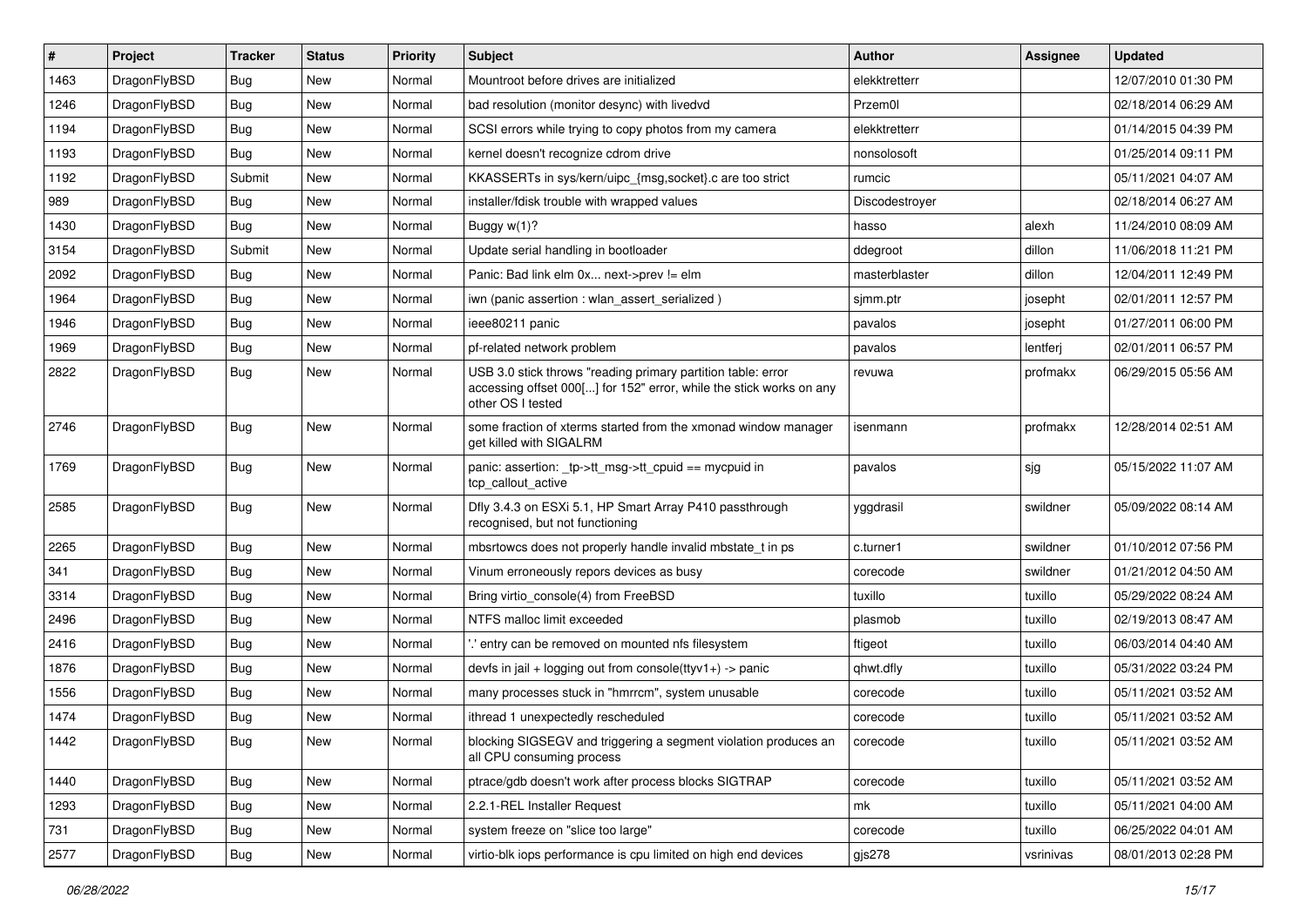| # | Project | Tracker | Status | Priority | Subject | Author | Assignee | Updated |
|---|---|---|---|---|---|---|---|---|
| 1463 | DragonFlyBSD | Bug | New | Normal | Mountroot before drives are initialized | elekktretterr | | 12/07/2010 01:30 PM |
| 1246 | DragonFlyBSD | Bug | New | Normal | bad resolution (monitor desync) with livedvd | Przem0l | | 02/18/2014 06:29 AM |
| 1194 | DragonFlyBSD | Bug | New | Normal | SCSI errors while trying to copy photos from my camera | elekktretterr | | 01/14/2015 04:39 PM |
| 1193 | DragonFlyBSD | Bug | New | Normal | kernel doesn't recognize cdrom drive | nonsolosoft | | 01/25/2014 09:11 PM |
| 1192 | DragonFlyBSD | Submit | New | Normal | KKASSERTs in sys/kern/uipc_{msg,socket}.c are too strict | rumcic | | 05/11/2021 04:07 AM |
| 989 | DragonFlyBSD | Bug | New | Normal | installer/fdisk trouble with wrapped values | Discodestroyer | | 02/18/2014 06:27 AM |
| 1430 | DragonFlyBSD | Bug | New | Normal | Buggy w(1)? | hasso | alexh | 11/24/2010 08:09 AM |
| 3154 | DragonFlyBSD | Submit | New | Normal | Update serial handling in bootloader | ddegroot | dillon | 11/06/2018 11:21 PM |
| 2092 | DragonFlyBSD | Bug | New | Normal | Panic: Bad link elm 0x... next->prev != elm | masterblaster | dillon | 12/04/2011 12:49 PM |
| 1964 | DragonFlyBSD | Bug | New | Normal | iwn (panic assertion : wlan_assert_serialized ) | sjmm.ptr | josepht | 02/01/2011 12:57 PM |
| 1946 | DragonFlyBSD | Bug | New | Normal | ieee80211 panic | pavalos | josepht | 01/27/2011 06:00 PM |
| 1969 | DragonFlyBSD | Bug | New | Normal | pf-related network problem | pavalos | lentferj | 02/01/2011 06:57 PM |
| 2822 | DragonFlyBSD | Bug | New | Normal | USB 3.0 stick throws "reading primary partition table: error accessing offset 000[...] for 152" error, while the stick works on any other OS I tested | revuwa | profmakx | 06/29/2015 05:56 AM |
| 2746 | DragonFlyBSD | Bug | New | Normal | some fraction of xterms started from the xmonad window manager get killed with SIGALRM | isenmann | profmakx | 12/28/2014 02:51 AM |
| 1769 | DragonFlyBSD | Bug | New | Normal | panic: assertion: _tp->tt_msg->tt_cpuid == mycpuid in tcp_callout_active | pavalos | sjg | 05/15/2022 11:07 AM |
| 2585 | DragonFlyBSD | Bug | New | Normal | Dfly 3.4.3 on ESXi 5.1, HP Smart Array P410 passthrough recognised, but not functioning | yggdrasil | swildner | 05/09/2022 08:14 AM |
| 2265 | DragonFlyBSD | Bug | New | Normal | mbsrtowcs does not properly handle invalid mbstate_t in ps | c.turner1 | swildner | 01/10/2012 07:56 PM |
| 341 | DragonFlyBSD | Bug | New | Normal | Vinum erroneously repors devices as busy | corecode | swildner | 01/21/2012 04:50 AM |
| 3314 | DragonFlyBSD | Bug | New | Normal | Bring virtio_console(4) from FreeBSD | tuxillo | tuxillo | 05/29/2022 08:24 AM |
| 2496 | DragonFlyBSD | Bug | New | Normal | NTFS malloc limit exceeded | plasmob | tuxillo | 02/19/2013 08:47 AM |
| 2416 | DragonFlyBSD | Bug | New | Normal | '.' entry can be removed on mounted nfs filesystem | ftigeot | tuxillo | 06/03/2014 04:40 AM |
| 1876 | DragonFlyBSD | Bug | New | Normal | devfs in jail + logging out from console(ttyv1+) -> panic | qhwt.dfly | tuxillo | 05/31/2022 03:24 PM |
| 1556 | DragonFlyBSD | Bug | New | Normal | many processes stuck in "hmrrcm", system unusable | corecode | tuxillo | 05/11/2021 03:52 AM |
| 1474 | DragonFlyBSD | Bug | New | Normal | ithread 1 unexpectedly rescheduled | corecode | tuxillo | 05/11/2021 03:52 AM |
| 1442 | DragonFlyBSD | Bug | New | Normal | blocking SIGSEGV and triggering a segment violation produces an all CPU consuming process | corecode | tuxillo | 05/11/2021 03:52 AM |
| 1440 | DragonFlyBSD | Bug | New | Normal | ptrace/gdb doesn't work after process blocks SIGTRAP | corecode | tuxillo | 05/11/2021 03:52 AM |
| 1293 | DragonFlyBSD | Bug | New | Normal | 2.2.1-REL Installer Request | mk | tuxillo | 05/11/2021 04:00 AM |
| 731 | DragonFlyBSD | Bug | New | Normal | system freeze on "slice too large" | corecode | tuxillo | 06/25/2022 04:01 AM |
| 2577 | DragonFlyBSD | Bug | New | Normal | virtio-blk iops performance is cpu limited on high end devices | gjs278 | vsrinivas | 08/01/2013 02:28 PM |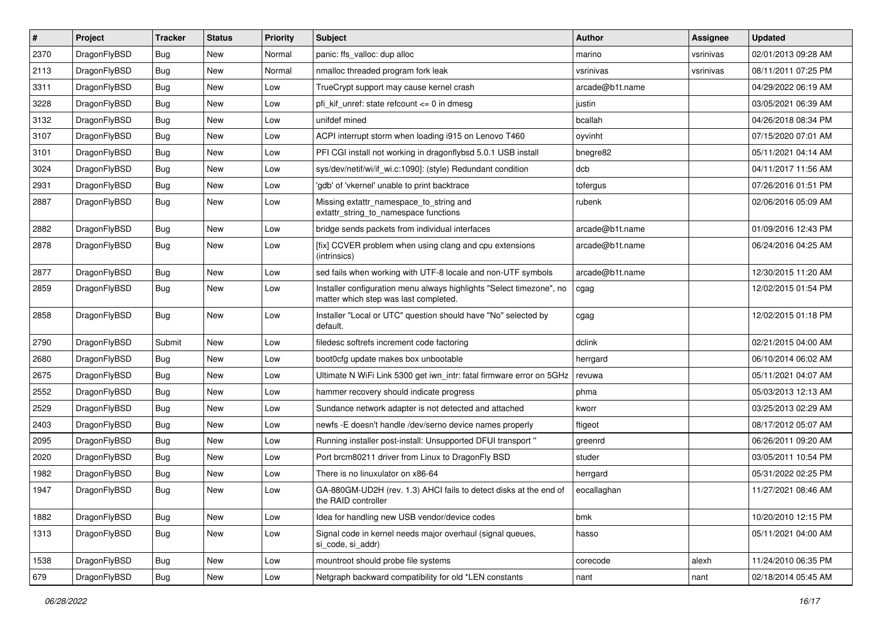| # | Project | Tracker | Status | Priority | Subject | Author | Assignee | Updated |
|---|---|---|---|---|---|---|---|---|
| 2370 | DragonFlyBSD | Bug | New | Normal | panic: ffs_valloc: dup alloc | marino | vsrinivas | 02/01/2013 09:28 AM |
| 2113 | DragonFlyBSD | Bug | New | Normal | nmalloc threaded program fork leak | vsrinivas | vsrinivas | 08/11/2011 07:25 PM |
| 3311 | DragonFlyBSD | Bug | New | Low | TrueCrypt support may cause kernel crash | arcade@b1t.name | | 04/29/2022 06:19 AM |
| 3228 | DragonFlyBSD | Bug | New | Low | pfi_kif_unref: state refcount <= 0 in dmesg | justin | | 03/05/2021 06:39 AM |
| 3132 | DragonFlyBSD | Bug | New | Low | unifdef mined | bcallah | | 04/26/2018 08:34 PM |
| 3107 | DragonFlyBSD | Bug | New | Low | ACPI interrupt storm when loading i915 on Lenovo T460 | oyvinht | | 07/15/2020 07:01 AM |
| 3101 | DragonFlyBSD | Bug | New | Low | PFI CGI install not working in dragonflybsd 5.0.1 USB install | bnegre82 | | 05/11/2021 04:14 AM |
| 3024 | DragonFlyBSD | Bug | New | Low | sys/dev/netif/wi/if_wi.c:1090]: (style) Redundant condition | dcb | | 04/11/2017 11:56 AM |
| 2931 | DragonFlyBSD | Bug | New | Low | 'gdb' of 'vkernel' unable to print backtrace | tofergus | | 07/26/2016 01:51 PM |
| 2887 | DragonFlyBSD | Bug | New | Low | Missing extattr_namespace_to_string and extattr_string_to_namespace functions | rubenk | | 02/06/2016 05:09 AM |
| 2882 | DragonFlyBSD | Bug | New | Low | bridge sends packets from individual interfaces | arcade@b1t.name | | 01/09/2016 12:43 PM |
| 2878 | DragonFlyBSD | Bug | New | Low | [fix] CCVER problem when using clang and cpu extensions (intrinsics) | arcade@b1t.name | | 06/24/2016 04:25 AM |
| 2877 | DragonFlyBSD | Bug | New | Low | sed fails when working with UTF-8 locale and non-UTF symbols | arcade@b1t.name | | 12/30/2015 11:20 AM |
| 2859 | DragonFlyBSD | Bug | New | Low | Installer configuration menu always highlights "Select timezone", no matter which step was last completed. | cgag | | 12/02/2015 01:54 PM |
| 2858 | DragonFlyBSD | Bug | New | Low | Installer "Local or UTC" question should have "No" selected by default. | cgag | | 12/02/2015 01:18 PM |
| 2790 | DragonFlyBSD | Submit | New | Low | filedesc softrefs increment code factoring | dclink | | 02/21/2015 04:00 AM |
| 2680 | DragonFlyBSD | Bug | New | Low | boot0cfg update makes box unbootable | herrgard | | 06/10/2014 06:02 AM |
| 2675 | DragonFlyBSD | Bug | New | Low | Ultimate N WiFi Link 5300 get iwn_intr: fatal firmware error on 5GHz | revuwa | | 05/11/2021 04:07 AM |
| 2552 | DragonFlyBSD | Bug | New | Low | hammer recovery should indicate progress | phma | | 05/03/2013 12:13 AM |
| 2529 | DragonFlyBSD | Bug | New | Low | Sundance network adapter is not detected and attached | kworr | | 03/25/2013 02:29 AM |
| 2403 | DragonFlyBSD | Bug | New | Low | newfs -E doesn't handle /dev/serno device names properly | ftigeot | | 08/17/2012 05:07 AM |
| 2095 | DragonFlyBSD | Bug | New | Low | Running installer post-install: Unsupported DFUI transport " | greenrd | | 06/26/2011 09:20 AM |
| 2020 | DragonFlyBSD | Bug | New | Low | Port brcm80211 driver from Linux to DragonFly BSD | studer | | 03/05/2011 10:54 PM |
| 1982 | DragonFlyBSD | Bug | New | Low | There is no linuxulator on x86-64 | herrgard | | 05/31/2022 02:25 PM |
| 1947 | DragonFlyBSD | Bug | New | Low | GA-880GM-UD2H (rev. 1.3) AHCI fails to detect disks at the end of the RAID controller | eocallaghan | | 11/27/2021 08:46 AM |
| 1882 | DragonFlyBSD | Bug | New | Low | Idea for handling new USB vendor/device codes | bmk | | 10/20/2010 12:15 PM |
| 1313 | DragonFlyBSD | Bug | New | Low | Signal code in kernel needs major overhaul (signal queues, si_code, si_addr) | hasso | | 05/11/2021 04:00 AM |
| 1538 | DragonFlyBSD | Bug | New | Low | mountroot should probe file systems | corecode | alexh | 11/24/2010 06:35 PM |
| 679 | DragonFlyBSD | Bug | New | Low | Netgraph backward compatibility for old *LEN constants | nant | nant | 02/18/2014 05:45 AM |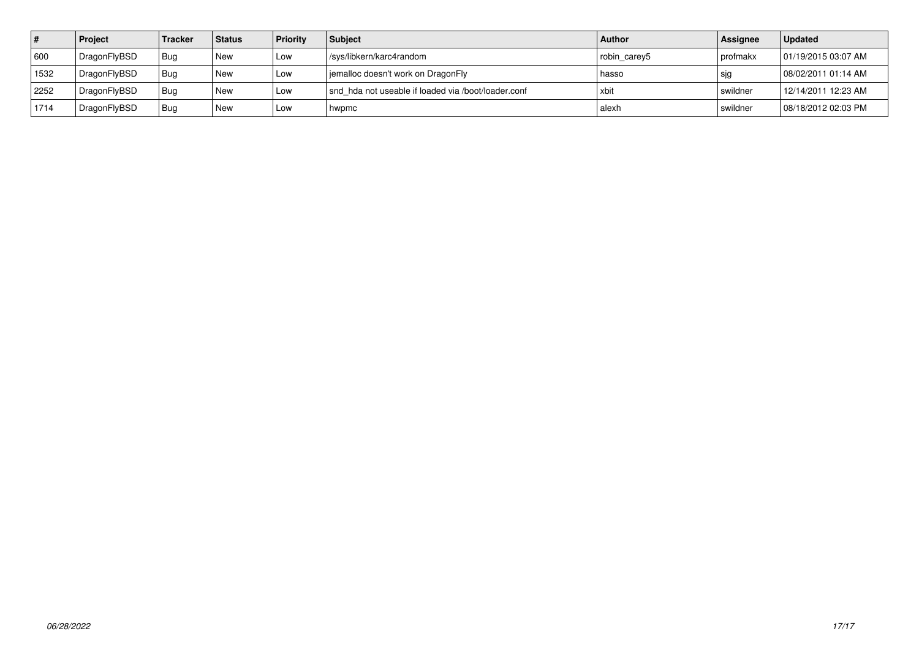| # | Project | Tracker | Status | Priority | Subject | Author | Assignee | Updated |
|---|---|---|---|---|---|---|---|---|
| 600 | DragonFlyBSD | Bug | New | Low | /sys/libkern/karc4random | robin_carey5 | profmakx | 01/19/2015 03:07 AM |
| 1532 | DragonFlyBSD | Bug | New | Low | jemalloc doesn't work on DragonFly | hasso | sjg | 08/02/2011 01:14 AM |
| 2252 | DragonFlyBSD | Bug | New | Low | snd_hda not useable if loaded via /boot/loader.conf | xbit | swildner | 12/14/2011 12:23 AM |
| 1714 | DragonFlyBSD | Bug | New | Low | hwpmc | alexh | swildner | 08/18/2012 02:03 PM |